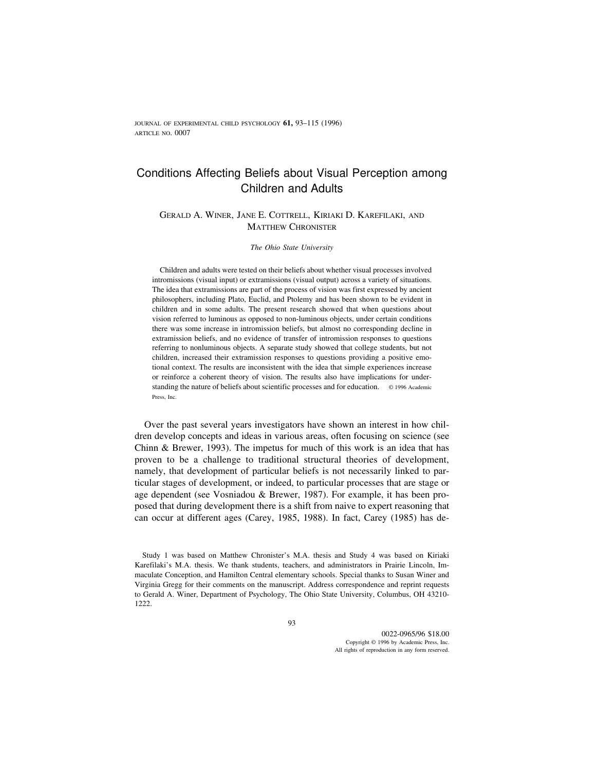# Conditions Affecting Beliefs about Visual Perception among Children and Adults

Gerald A. Winer, Jane E. Cottrell, Kiriaki D. Karefilaki, and Matthew Chronister

*The Ohio State University*

Children and adults were tested on their beliefs about whether visual processes involved intromissions (visual input) or extramissions (visual output) across a variety of situations. The idea that extramissions are part of the process of vision was first expressed by ancient philosophers, including Plato, Euclid, and Ptolemy and has been shown to be evident in children and in some adults. The present research showed that when questions about vision referred to luminous as opposed to non-luminous objects, under certain conditions there was some increase in intromission beliefs, but almost no corresponding decline in extramission beliefs, and no evidence of transfer of intromission responses to questions referring to nonluminous objects. A separate study showed that college students, but not children, increased their extramission responses to questions providing a positive emotional context. The results are inconsistent with the idea that simple experiences increase or reinforce a coherent theory of vision. The results also have implications for understanding the nature of beliefs about scientific processes and for education. © 1996 Academic Press, Inc.

Over the past several years investigators have shown an interest in how children develop concepts and ideas in various areas, often focusing on science (see Chinn & Brewer, 1993). The impetus for much of this work is an idea that has proven to be a challenge to traditional structural theories of development, namely, that development of particular beliefs is not necessarily linked to particular stages of development, or indeed, to particular processes that are stage or age dependent (see Vosniadou & Brewer, 1987). For example, it has been proposed that during development there is a shift from naive to expert reasoning that can occur at different ages (Carey, 1985, 1988). In fact, Carey (1985) has de-

Study 1 was based on Matthew Chronister's M.A. thesis and Study 4 was based on Kiriaki Karefilaki's M.A. thesis. We thank students, teachers, and administrators in Prairie Lincoln, Immaculate Conception, and Hamilton Central elementary schools. Special thanks to Susan Winer and Virginia Gregg for their comments on the manuscript. Address correspondence and reprint requests to Gerald A. Winer, Department of Psychology, The Ohio State University, Columbus, OH 43210-1222.

0022-0965/96 $18.00
Copyright © 1996 by Academic Press, Inc.
All rights of reproduction in any form reserved.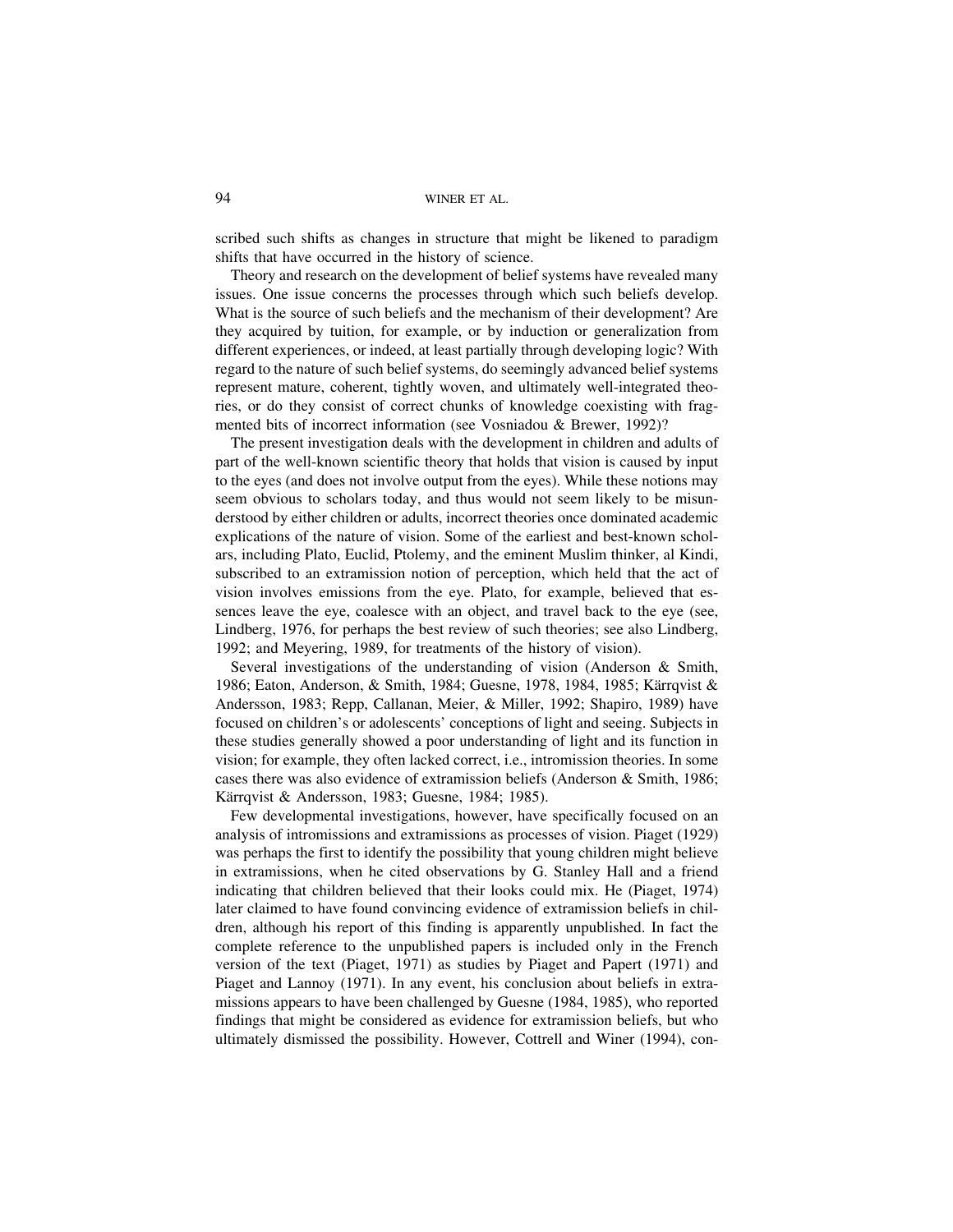scribed such shifts as changes in structure that might be likened to paradigm shifts that have occurred in the history of science.

Theory and research on the development of belief systems have revealed many issues. One issue concerns the processes through which such beliefs develop. What is the source of such beliefs and the mechanism of their development? Are they acquired by tuition, for example, or by induction or generalization from different experiences, or indeed, at least partially through developing logic? With regard to the nature of such belief systems, do seemingly advanced belief systems represent mature, coherent, tightly woven, and ultimately well-integrated theories, or do they consist of correct chunks of knowledge coexisting with fragmented bits of incorrect information (see Vosniadou & Brewer, 1992)?

The present investigation deals with the development in children and adults of part of the well-known scientific theory that holds that vision is caused by input to the eyes (and does not involve output from the eyes). While these notions may seem obvious to scholars today, and thus would not seem likely to be misunderstood by either children or adults, incorrect theories once dominated academic explications of the nature of vision. Some of the earliest and best-known scholars, including Plato, Euclid, Ptolemy, and the eminent Muslim thinker, al Kindi, subscribed to an extramission notion of perception, which held that the act of vision involves emissions from the eye. Plato, for example, believed that essences leave the eye, coalesce with an object, and travel back to the eye (see, Lindberg, 1976, for perhaps the best review of such theories; see also Lindberg, 1992; and Meyering, 1989, for treatments of the history of vision).

Several investigations of the understanding of vision (Anderson & Smith, 1986; Eaton, Anderson, & Smith, 1984; Guesne, 1978, 1984, 1985; Kärrqvist & Andersson, 1983; Repp, Callanan, Meier, & Miller, 1992; Shapiro, 1989) have focused on children's or adolescents' conceptions of light and seeing. Subjects in these studies generally showed a poor understanding of light and its function in vision; for example, they often lacked correct, i.e., intromission theories. In some cases there was also evidence of extramission beliefs (Anderson & Smith, 1986; Kärrqvist & Andersson, 1983; Guesne, 1984; 1985).

Few developmental investigations, however, have specifically focused on an analysis of intromissions and extramissions as processes of vision. Piaget (1929) was perhaps the first to identify the possibility that young children might believe in extramissions, when he cited observations by G. Stanley Hall and a friend indicating that children believed that their looks could mix. He (Piaget, 1974) later claimed to have found convincing evidence of extramission beliefs in children, although his report of this finding is apparently unpublished. In fact the complete reference to the unpublished papers is included only in the French version of the text (Piaget, 1971) as studies by Piaget and Papert (1971) and Piaget and Lannoy (1971). In any event, his conclusion about beliefs in extramissions appears to have been challenged by Guesne (1984, 1985), who reported findings that might be considered as evidence for extramission beliefs, but who ultimately dismissed the possibility. However, Cottrell and Winer (1994), con-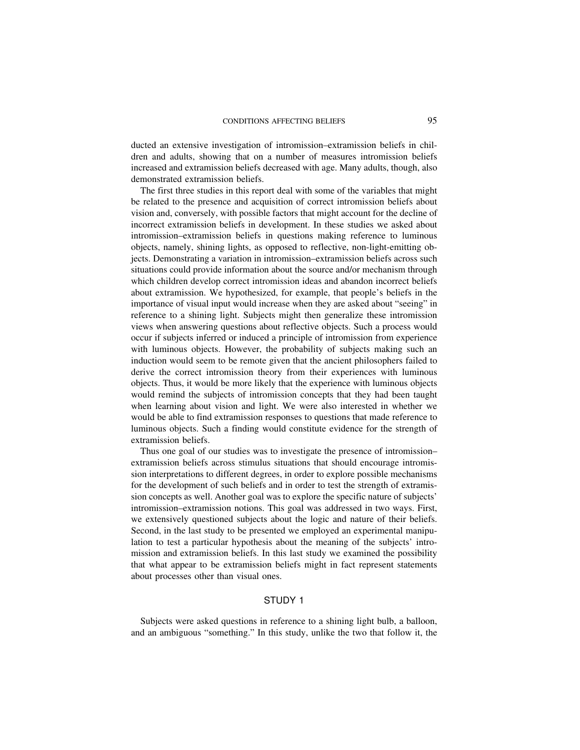ducted an extensive investigation of intromission–extramission beliefs in children and adults, showing that on a number of measures intromission beliefs increased and extramission beliefs decreased with age. Many adults, though, also demonstrated extramission beliefs.

The first three studies in this report deal with some of the variables that might be related to the presence and acquisition of correct intromission beliefs about vision and, conversely, with possible factors that might account for the decline of incorrect extramission beliefs in development. In these studies we asked about intromission–extramission beliefs in questions making reference to luminous objects, namely, shining lights, as opposed to reflective, non-light-emitting objects. Demonstrating a variation in intromission–extramission beliefs across such situations could provide information about the source and/or mechanism through which children develop correct intromission ideas and abandon incorrect beliefs about extramission. We hypothesized, for example, that people's beliefs in the importance of visual input would increase when they are asked about "seeing" in reference to a shining light. Subjects might then generalize these intromission views when answering questions about reflective objects. Such a process would occur if subjects inferred or induced a principle of intromission from experience with luminous objects. However, the probability of subjects making such an induction would seem to be remote given that the ancient philosophers failed to derive the correct intromission theory from their experiences with luminous objects. Thus, it would be more likely that the experience with luminous objects would remind the subjects of intromission concepts that they had been taught when learning about vision and light. We were also interested in whether we would be able to find extramission responses to questions that made reference to luminous objects. Such a finding would constitute evidence for the strength of extramission beliefs.

Thus one goal of our studies was to investigate the presence of intromission–extramission beliefs across stimulus situations that should encourage intromission interpretations to different degrees, in order to explore possible mechanisms for the development of such beliefs and in order to test the strength of extramission concepts as well. Another goal was to explore the specific nature of subjects' intromission–extramission notions. This goal was addressed in two ways. First, we extensively questioned subjects about the logic and nature of their beliefs. Second, in the last study to be presented we employed an experimental manipulation to test a particular hypothesis about the meaning of the subjects' intromission and extramission beliefs. In this last study we examined the possibility that what appear to be extramission beliefs might in fact represent statements about processes other than visual ones.

## STUDY 1

Subjects were asked questions in reference to a shining light bulb, a balloon, and an ambiguous "something." In this study, unlike the two that follow it, the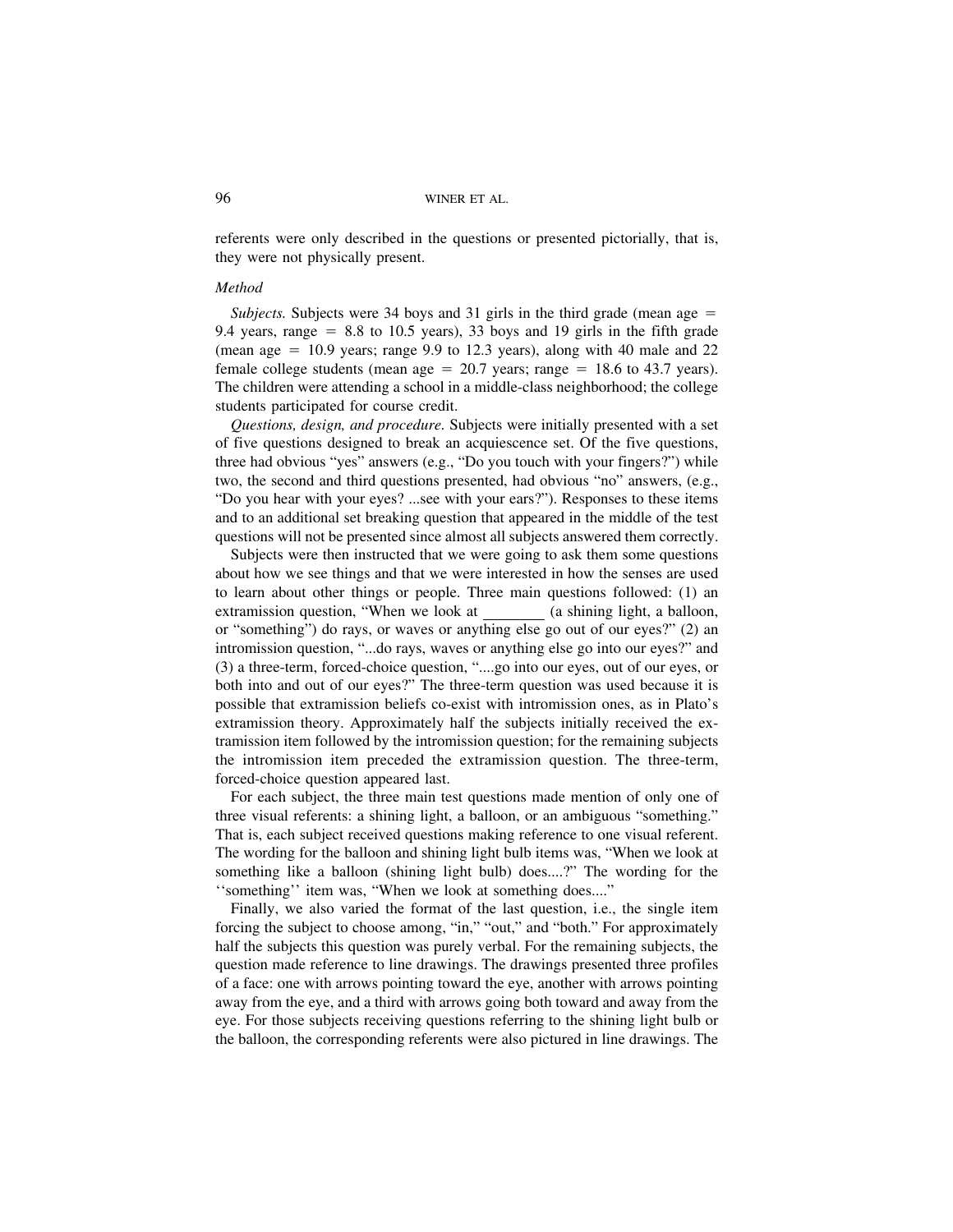referents were only described in the questions or presented pictorially, that is, they were not physically present.

### *Method*

*Subjects.* Subjects were 34 boys and 31 girls in the third grade (mean age = 9.4 years, range = 8.8 to 10.5 years), 33 boys and 19 girls in the fifth grade (mean age = 10.9 years; range 9.9 to 12.3 years), along with 40 male and 22 female college students (mean age = 20.7 years; range = 18.6 to 43.7 years). The children were attending a school in a middle-class neighborhood; the college students participated for course credit.

*Questions, design, and procedure.* Subjects were initially presented with a set of five questions designed to break an acquiescence set. Of the five questions, three had obvious "yes" answers (e.g., "Do you touch with your fingers?") while two, the second and third questions presented, had obvious "no" answers, (e.g., "Do you hear with your eyes? ...see with your ears?"). Responses to these items and to an additional set breaking question that appeared in the middle of the test questions will not be presented since almost all subjects answered them correctly.

Subjects were then instructed that we were going to ask them some questions about how we see things and that we were interested in how the senses are used to learn about other things or people. Three main questions followed: (1) an extramission question, "When we look at ________ (a shining light, a balloon, or "something") do rays, or waves or anything else go out of our eyes?" (2) an intromission question, "...do rays, waves or anything else go into our eyes?" and (3) a three-term, forced-choice question, "....go into our eyes, out of our eyes, or both into and out of our eyes?" The three-term question was used because it is possible that extramission beliefs co-exist with intromission ones, as in Plato's extramission theory. Approximately half the subjects initially received the extramission item followed by the intromission question; for the remaining subjects the intromission item preceded the extramission question. The three-term, forced-choice question appeared last.

For each subject, the three main test questions made mention of only one of three visual referents: a shining light, a balloon, or an ambiguous "something." That is, each subject received questions making reference to one visual referent. The wording for the balloon and shining light bulb items was, "When we look at something like a balloon (shining light bulb) does....?" The wording for the ''something'' item was, "When we look at something does...."

Finally, we also varied the format of the last question, i.e., the single item forcing the subject to choose among, "in," "out," and "both." For approximately half the subjects this question was purely verbal. For the remaining subjects, the question made reference to line drawings. The drawings presented three profiles of a face: one with arrows pointing toward the eye, another with arrows pointing away from the eye, and a third with arrows going both toward and away from the eye. For those subjects receiving questions referring to the shining light bulb or the balloon, the corresponding referents were also pictured in line drawings. The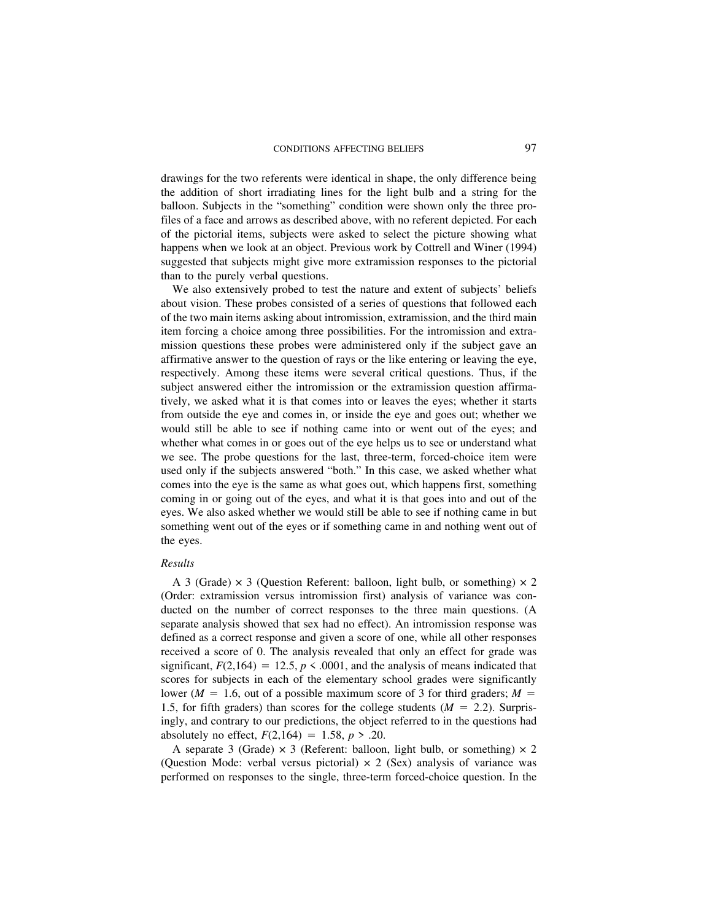drawings for the two referents were identical in shape, the only difference being the addition of short irradiating lines for the light bulb and a string for the balloon. Subjects in the "something" condition were shown only the three profiles of a face and arrows as described above, with no referent depicted. For each of the pictorial items, subjects were asked to select the picture showing what happens when we look at an object. Previous work by Cottrell and Winer (1994) suggested that subjects might give more extramission responses to the pictorial than to the purely verbal questions.

We also extensively probed to test the nature and extent of subjects' beliefs about vision. These probes consisted of a series of questions that followed each of the two main items asking about intromission, extramission, and the third main item forcing a choice among three possibilities. For the intromission and extramission questions these probes were administered only if the subject gave an affirmative answer to the question of rays or the like entering or leaving the eye, respectively. Among these items were several critical questions. Thus, if the subject answered either the intromission or the extramission question affirmatively, we asked what it is that comes into or leaves the eyes; whether it starts from outside the eye and comes in, or inside the eye and goes out; whether we would still be able to see if nothing came into or went out of the eyes; and whether what comes in or goes out of the eye helps us to see or understand what we see. The probe questions for the last, three-term, forced-choice item were used only if the subjects answered "both." In this case, we asked whether what comes into the eye is the same as what goes out, which happens first, something coming in or going out of the eyes, and what it is that goes into and out of the eyes. We also asked whether we would still be able to see if nothing came in but something went out of the eyes or if something came in and nothing went out of the eyes.

### *Results*

A 3 (Grade) × 3 (Question Referent: balloon, light bulb, or something) × 2 (Order: extramission versus intromission first) analysis of variance was conducted on the number of correct responses to the three main questions. (A separate analysis showed that sex had no effect). An intromission response was defined as a correct response and given a score of one, while all other responses received a score of 0. The analysis revealed that only an effect for grade was significant, $F(2,164) = 12.5$, $p < .0001$, and the analysis of means indicated that scores for subjects in each of the elementary school grades were significantly lower ($M = 1.6$, out of a possible maximum score of 3 for third graders; $M = 1.5$, for fifth graders) than scores for the college students ($M = 2.2$). Surprisingly, and contrary to our predictions, the object referred to in the questions had absolutely no effect, $F(2,164) = 1.58$, $p > .20$.

A separate 3 (Grade) × 3 (Referent: balloon, light bulb, or something) × 2 (Question Mode: verbal versus pictorial) × 2 (Sex) analysis of variance was performed on responses to the single, three-term forced-choice question. In the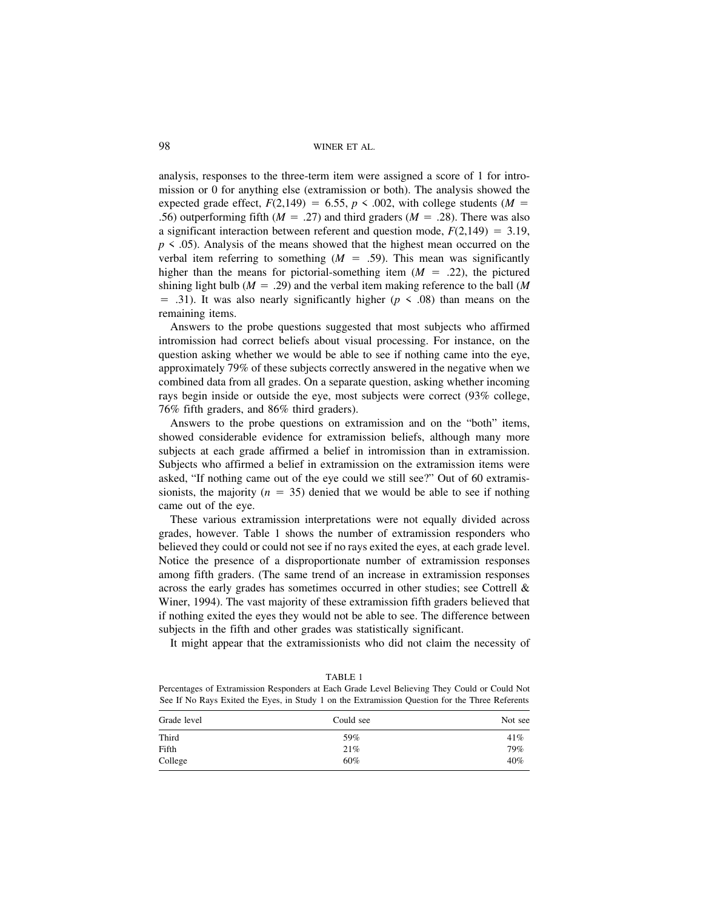analysis, responses to the three-term item were assigned a score of 1 for intromission or 0 for anything else (extramission or both). The analysis showed the expected grade effect, $F(2,149) = 6.55$, $p < .002$, with college students ($M = .56$) outperforming fifth ($M = .27$) and third graders ($M = .28$). There was also a significant interaction between referent and question mode, $F(2,149) = 3.19$, $p < .05$). Analysis of the means showed that the highest mean occurred on the verbal item referring to something ($M = .59$). This mean was significantly higher than the means for pictorial-something item ($M = .22$), the pictured shining light bulb ($M = .29$) and the verbal item making reference to the ball ($M = .31$). It was also nearly significantly higher ($p < .08$) than means on the remaining items.

Answers to the probe questions suggested that most subjects who affirmed intromission had correct beliefs about visual processing. For instance, on the question asking whether we would be able to see if nothing came into the eye, approximately 79% of these subjects correctly answered in the negative when we combined data from all grades. On a separate question, asking whether incoming rays begin inside or outside the eye, most subjects were correct (93% college, 76% fifth graders, and 86% third graders).

Answers to the probe questions on extramission and on the "both" items, showed considerable evidence for extramission beliefs, although many more subjects at each grade affirmed a belief in intromission than in extramission. Subjects who affirmed a belief in extramission on the extramission items were asked, "If nothing came out of the eye could we still see?" Out of 60 extramissionists, the majority ($n = 35$) denied that we would be able to see if nothing came out of the eye.

These various extramission interpretations were not equally divided across grades, however. Table 1 shows the number of extramission responders who believed they could or could not see if no rays exited the eyes, at each grade level. Notice the presence of a disproportionate number of extramission responses among fifth graders. (The same trend of an increase in extramission responses across the early grades has sometimes occurred in other studies; see Cottrell & Winer, 1994). The vast majority of these extramission fifth graders believed that if nothing exited the eyes they would not be able to see. The difference between subjects in the fifth and other grades was statistically significant.

It might appear that the extramissionists who did not claim the necessity of

TABLE 1

Percentages of Extramission Responders at Each Grade Level Believing They Could or Could Not See If No Rays Exited the Eyes, in Study 1 on the Extramission Question for the Three Referents

| Grade level | Could see | Not see |
|---|---|---|
| Third | 59% | 41% |
| Fifth | 21% | 79% |
| College | 60% | 40% |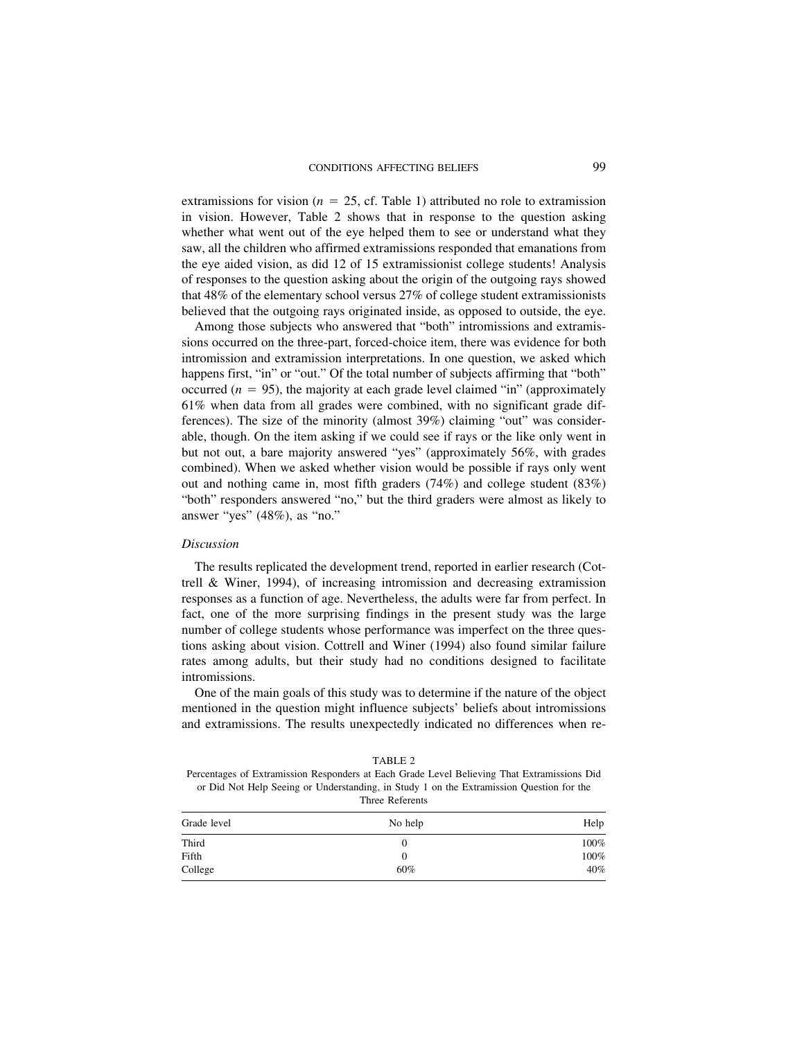extramissions for vision ($n = 25$, cf. Table 1) attributed no role to extramission in vision. However, Table 2 shows that in response to the question asking whether what went out of the eye helped them to see or understand what they saw, all the children who affirmed extramissions responded that emanations from the eye aided vision, as did 12 of 15 extramissionist college students! Analysis of responses to the question asking about the origin of the outgoing rays showed that 48% of the elementary school versus 27% of college student extramissionists believed that the outgoing rays originated inside, as opposed to outside, the eye.

Among those subjects who answered that "both" intromissions and extramissions occurred on the three-part, forced-choice item, there was evidence for both intromission and extramission interpretations. In one question, we asked which happens first, "in" or "out." Of the total number of subjects affirming that "both" occurred ($n = 95$), the majority at each grade level claimed "in" (approximately 61% when data from all grades were combined, with no significant grade differences). The size of the minority (almost 39%) claiming "out" was considerable, though. On the item asking if we could see if rays or the like only went in but not out, a bare majority answered "yes" (approximately 56%, with grades combined). When we asked whether vision would be possible if rays only went out and nothing came in, most fifth graders (74%) and college student (83%) "both" responders answered "no," but the third graders were almost as likely to answer "yes" (48%), as "no."

### *Discussion*

The results replicated the development trend, reported in earlier research (Cottrell & Winer, 1994), of increasing intromission and decreasing extramission responses as a function of age. Nevertheless, the adults were far from perfect. In fact, one of the more surprising findings in the present study was the large number of college students whose performance was imperfect on the three questions asking about vision. Cottrell and Winer (1994) also found similar failure rates among adults, but their study had no conditions designed to facilitate intromissions.

One of the main goals of this study was to determine if the nature of the object mentioned in the question might influence subjects' beliefs about intromissions and extramissions. The results unexpectedly indicated no differences when re-

TABLE 2

Percentages of Extramission Responders at Each Grade Level Believing That Extramissions Did or Did Not Help Seeing or Understanding, in Study 1 on the Extramission Question for the Three Referents

| Grade level | No help | Help |
|---|---|---|
| Third | 0 | 100% |
| Fifth | 0 | 100% |
| College | 60% | 40% |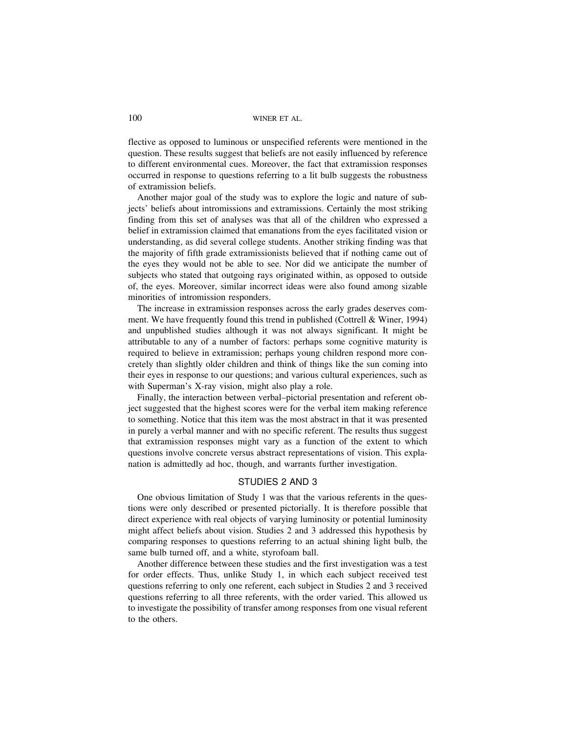flective as opposed to luminous or unspecified referents were mentioned in the question. These results suggest that beliefs are not easily influenced by reference to different environmental cues. Moreover, the fact that extramission responses occurred in response to questions referring to a lit bulb suggests the robustness of extramission beliefs.

Another major goal of the study was to explore the logic and nature of subjects' beliefs about intromissions and extramissions. Certainly the most striking finding from this set of analyses was that all of the children who expressed a belief in extramission claimed that emanations from the eyes facilitated vision or understanding, as did several college students. Another striking finding was that the majority of fifth grade extramissionists believed that if nothing came out of the eyes they would not be able to see. Nor did we anticipate the number of subjects who stated that outgoing rays originated within, as opposed to outside of, the eyes. Moreover, similar incorrect ideas were also found among sizable minorities of intromission responders.

The increase in extramission responses across the early grades deserves comment. We have frequently found this trend in published (Cottrell & Winer, 1994) and unpublished studies although it was not always significant. It might be attributable to any of a number of factors: perhaps some cognitive maturity is required to believe in extramission; perhaps young children respond more concretely than slightly older children and think of things like the sun coming into their eyes in response to our questions; and various cultural experiences, such as with Superman's X-ray vision, might also play a role.

Finally, the interaction between verbal–pictorial presentation and referent object suggested that the highest scores were for the verbal item making reference to something. Notice that this item was the most abstract in that it was presented in purely a verbal manner and with no specific referent. The results thus suggest that extramission responses might vary as a function of the extent to which questions involve concrete versus abstract representations of vision. This explanation is admittedly ad hoc, though, and warrants further investigation.

## STUDIES 2 AND 3

One obvious limitation of Study 1 was that the various referents in the questions were only described or presented pictorially. It is therefore possible that direct experience with real objects of varying luminosity or potential luminosity might affect beliefs about vision. Studies 2 and 3 addressed this hypothesis by comparing responses to questions referring to an actual shining light bulb, the same bulb turned off, and a white, styrofoam ball.

Another difference between these studies and the first investigation was a test for order effects. Thus, unlike Study 1, in which each subject received test questions referring to only one referent, each subject in Studies 2 and 3 received questions referring to all three referents, with the order varied. This allowed us to investigate the possibility of transfer among responses from one visual referent to the others.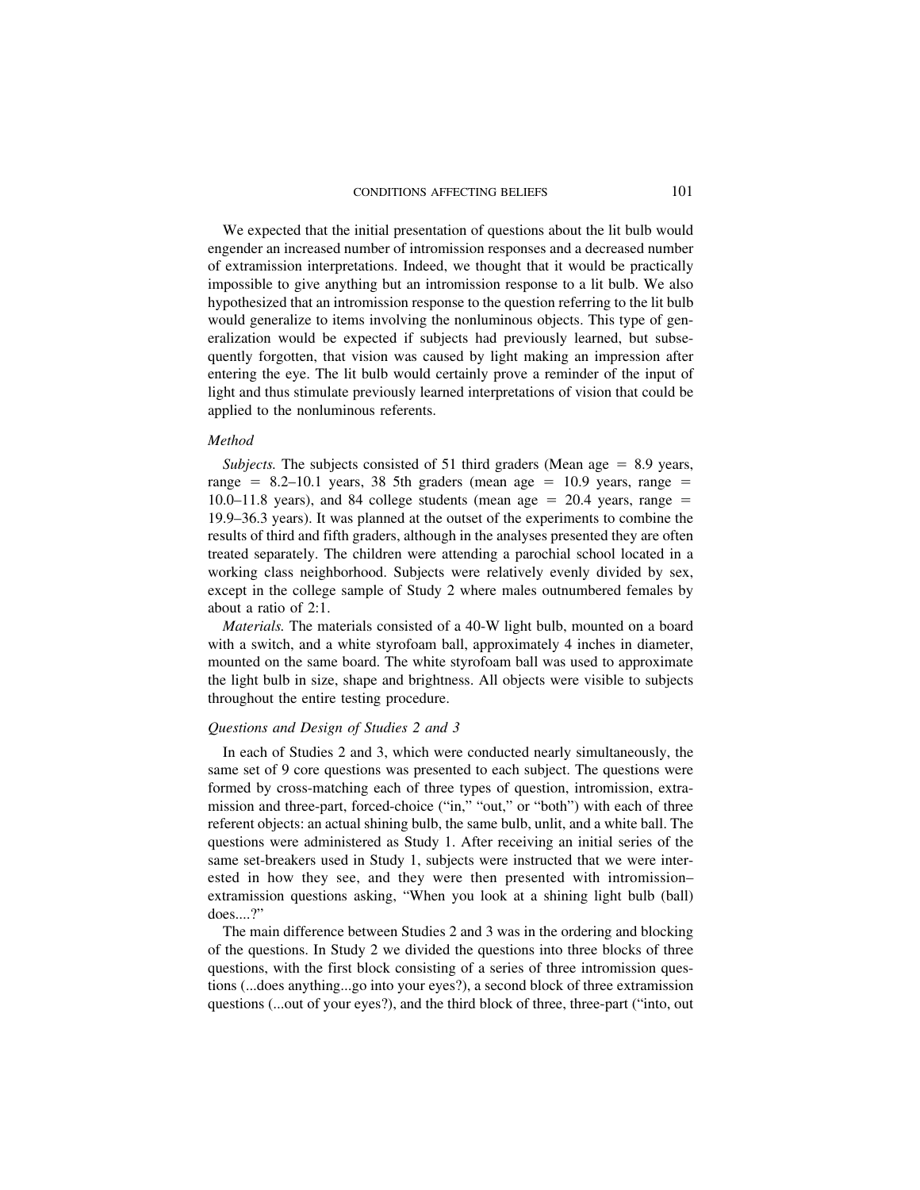We expected that the initial presentation of questions about the lit bulb would engender an increased number of intromission responses and a decreased number of extramission interpretations. Indeed, we thought that it would be practically impossible to give anything but an intromission response to a lit bulb. We also hypothesized that an intromission response to the question referring to the lit bulb would generalize to items involving the nonluminous objects. This type of generalization would be expected if subjects had previously learned, but subsequently forgotten, that vision was caused by light making an impression after entering the eye. The lit bulb would certainly prove a reminder of the input of light and thus stimulate previously learned interpretations of vision that could be applied to the nonluminous referents.

### *Method*

*Subjects.* The subjects consisted of 51 third graders (Mean age = 8.9 years, range = 8.2–10.1 years, 38 5th graders (mean age = 10.9 years, range = 10.0–11.8 years), and 84 college students (mean age = 20.4 years, range = 19.9–36.3 years). It was planned at the outset of the experiments to combine the results of third and fifth graders, although in the analyses presented they are often treated separately. The children were attending a parochial school located in a working class neighborhood. Subjects were relatively evenly divided by sex, except in the college sample of Study 2 where males outnumbered females by about a ratio of 2:1.

*Materials.* The materials consisted of a 40-W light bulb, mounted on a board with a switch, and a white styrofoam ball, approximately 4 inches in diameter, mounted on the same board. The white styrofoam ball was used to approximate the light bulb in size, shape and brightness. All objects were visible to subjects throughout the entire testing procedure.

### *Questions and Design of Studies 2 and 3*

In each of Studies 2 and 3, which were conducted nearly simultaneously, the same set of 9 core questions was presented to each subject. The questions were formed by cross-matching each of three types of question, intromission, extramission and three-part, forced-choice ("in," "out," or "both") with each of three referent objects: an actual shining bulb, the same bulb, unlit, and a white ball. The questions were administered as Study 1. After receiving an initial series of the same set-breakers used in Study 1, subjects were instructed that we were interested in how they see, and they were then presented with intromission–extramission questions asking, "When you look at a shining light bulb (ball) does....?"

The main difference between Studies 2 and 3 was in the ordering and blocking of the questions. In Study 2 we divided the questions into three blocks of three questions, with the first block consisting of a series of three intromission questions (...does anything...go into your eyes?), a second block of three extramission questions (...out of your eyes?), and the third block of three, three-part ("into, out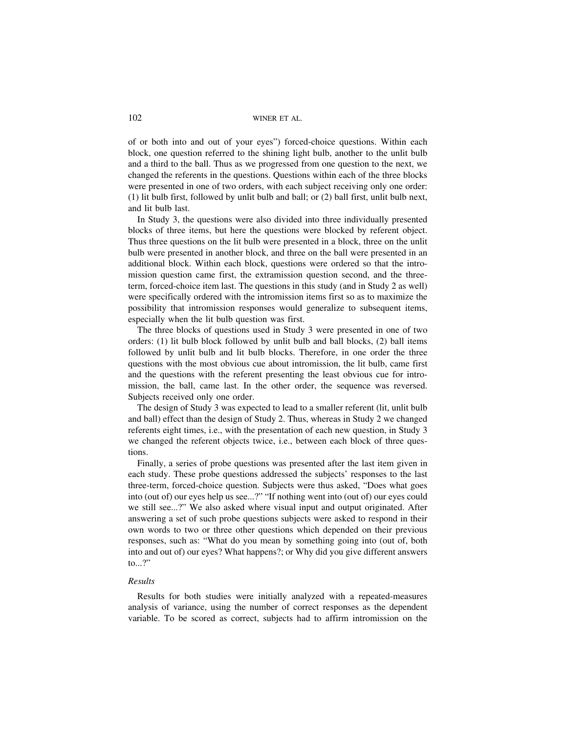of or both into and out of your eyes") forced-choice questions. Within each block, one question referred to the shining light bulb, another to the unlit bulb and a third to the ball. Thus as we progressed from one question to the next, we changed the referents in the questions. Questions within each of the three blocks were presented in one of two orders, with each subject receiving only one order: (1) lit bulb first, followed by unlit bulb and ball; or (2) ball first, unlit bulb next, and lit bulb last.

In Study 3, the questions were also divided into three individually presented blocks of three items, but here the questions were blocked by referent object. Thus three questions on the lit bulb were presented in a block, three on the unlit bulb were presented in another block, and three on the ball were presented in an additional block. Within each block, questions were ordered so that the intromission question came first, the extramission question second, and the three-term, forced-choice item last. The questions in this study (and in Study 2 as well) were specifically ordered with the intromission items first so as to maximize the possibility that intromission responses would generalize to subsequent items, especially when the lit bulb question was first.

The three blocks of questions used in Study 3 were presented in one of two orders: (1) lit bulb block followed by unlit bulb and ball blocks, (2) ball items followed by unlit bulb and lit bulb blocks. Therefore, in one order the three questions with the most obvious cue about intromission, the lit bulb, came first and the questions with the referent presenting the least obvious cue for intromission, the ball, came last. In the other order, the sequence was reversed. Subjects received only one order.

The design of Study 3 was expected to lead to a smaller referent (lit, unlit bulb and ball) effect than the design of Study 2. Thus, whereas in Study 2 we changed referents eight times, i.e., with the presentation of each new question, in Study 3 we changed the referent objects twice, i.e., between each block of three questions.

Finally, a series of probe questions was presented after the last item given in each study. These probe questions addressed the subjects' responses to the last three-term, forced-choice question. Subjects were thus asked, "Does what goes into (out of) our eyes help us see...?" "If nothing went into (out of) our eyes could we still see...?" We also asked where visual input and output originated. After answering a set of such probe questions subjects were asked to respond in their own words to two or three other questions which depended on their previous responses, such as: "What do you mean by something going into (out of, both into and out of) our eyes? What happens?; or Why did you give different answers to...?"

### *Results*

Results for both studies were initially analyzed with a repeated-measures analysis of variance, using the number of correct responses as the dependent variable. To be scored as correct, subjects had to affirm intromission on the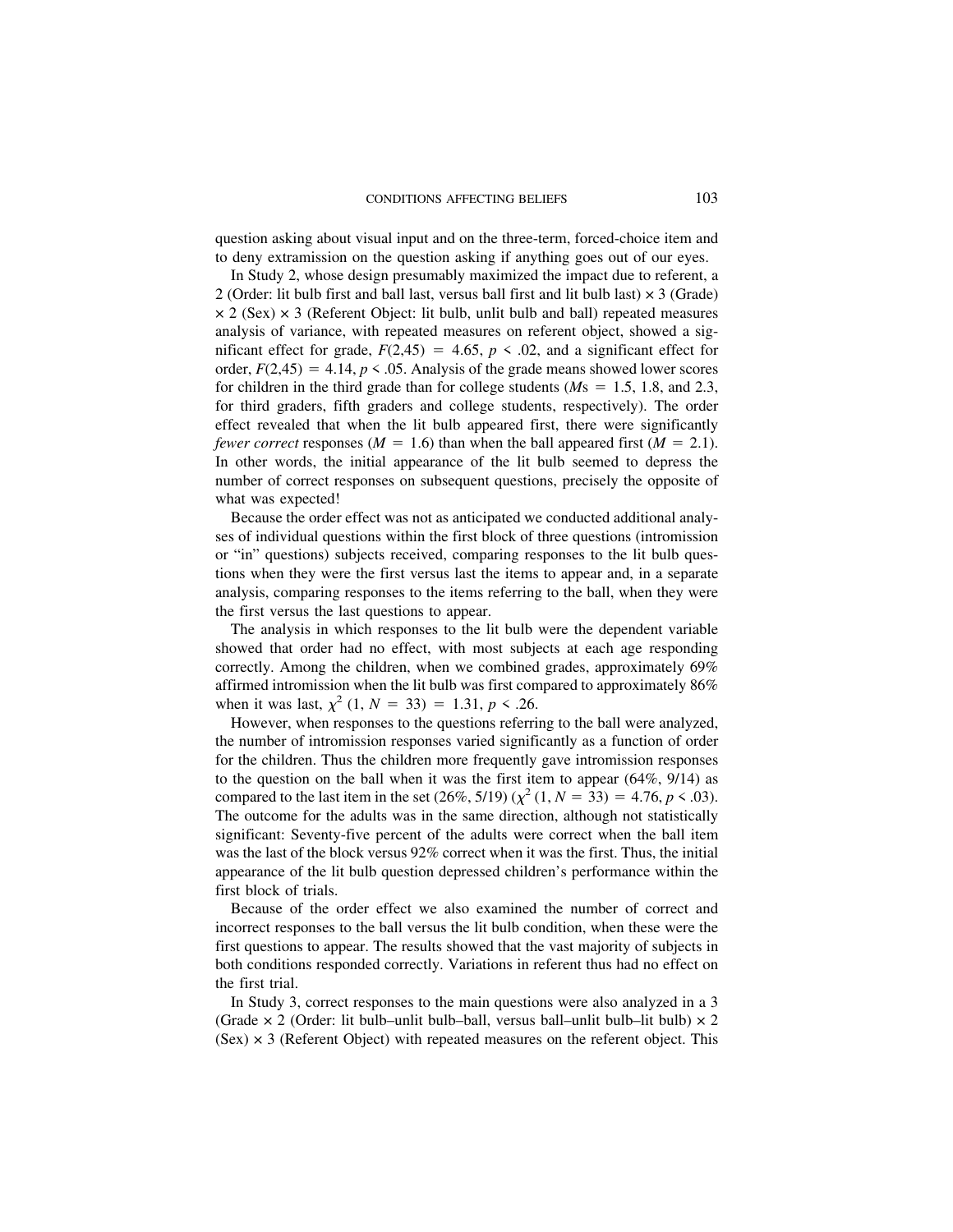question asking about visual input and on the three-term, forced-choice item and to deny extramission on the question asking if anything goes out of our eyes.

In Study 2, whose design presumably maximized the impact due to referent, a 2 (Order: lit bulb first and ball last, versus ball first and lit bulb last) × 3 (Grade) × 2 (Sex) × 3 (Referent Object: lit bulb, unlit bulb and ball) repeated measures analysis of variance, with repeated measures on referent object, showed a significant effect for grade, $F(2,45) = 4.65$, $p < .02$, and a significant effect for order, $F(2,45) = 4.14$, $p < .05$. Analysis of the grade means showed lower scores for children in the third grade than for college students ($M$s $= 1.5$, $1.8$, and $2.3$, for third graders, fifth graders and college students, respectively). The order effect revealed that when the lit bulb appeared first, there were significantly *fewer correct* responses ($M = 1.6$) than when the ball appeared first ($M = 2.1$). In other words, the initial appearance of the lit bulb seemed to depress the number of correct responses on subsequent questions, precisely the opposite of what was expected!

Because the order effect was not as anticipated we conducted additional analyses of individual questions within the first block of three questions (intromission or "in" questions) subjects received, comparing responses to the lit bulb questions when they were the first versus last the items to appear and, in a separate analysis, comparing responses to the items referring to the ball, when they were the first versus the last questions to appear.

The analysis in which responses to the lit bulb were the dependent variable showed that order had no effect, with most subjects at each age responding correctly. Among the children, when we combined grades, approximately 69% affirmed intromission when the lit bulb was first compared to approximately 86% when it was last, $\chi^2$ $(1, N = 33) = 1.31$, $p < .26$.

However, when responses to the questions referring to the ball were analyzed, the number of intromission responses varied significantly as a function of order for the children. Thus the children more frequently gave intromission responses to the question on the ball when it was the first item to appear (64%, 9/14) as compared to the last item in the set (26%, 5/19) ($\chi^2$ $(1, N = 33) = 4.76$, $p < .03$). The outcome for the adults was in the same direction, although not statistically significant: Seventy-five percent of the adults were correct when the ball item was the last of the block versus 92% correct when it was the first. Thus, the initial appearance of the lit bulb question depressed children's performance within the first block of trials.

Because of the order effect we also examined the number of correct and incorrect responses to the ball versus the lit bulb condition, when these were the first questions to appear. The results showed that the vast majority of subjects in both conditions responded correctly. Variations in referent thus had no effect on the first trial.

In Study 3, correct responses to the main questions were also analyzed in a 3 (Grade × 2 (Order: lit bulb–unlit bulb–ball, versus ball–unlit bulb–lit bulb) × 2 (Sex) × 3 (Referent Object) with repeated measures on the referent object. This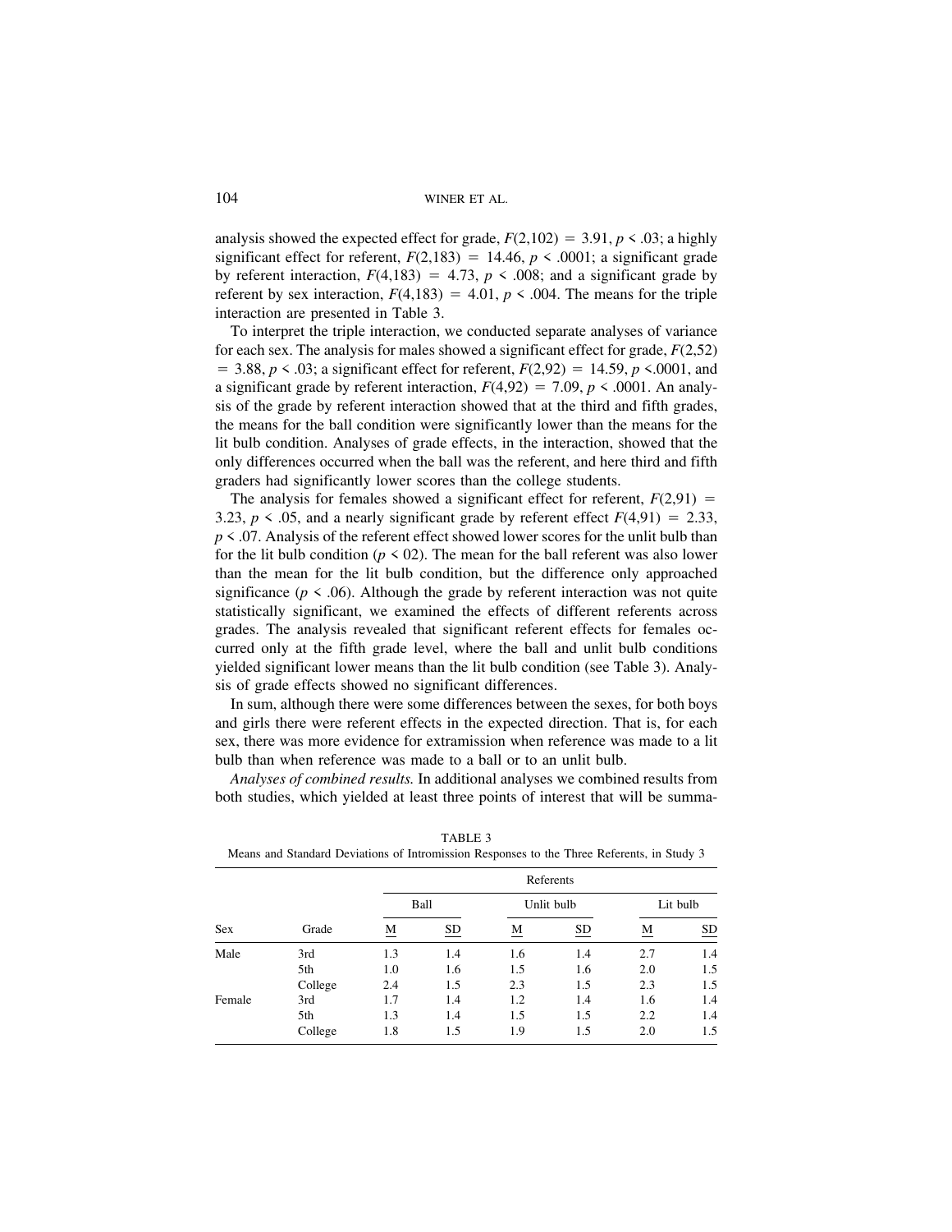analysis showed the expected effect for grade, $F(2,102) = 3.91$, $p < .03$; a highly significant effect for referent, $F(2,183) = 14.46$, $p < .0001$; a significant grade by referent interaction, $F(4,183) = 4.73$, $p < .008$; and a significant grade by referent by sex interaction, $F(4,183) = 4.01$, $p < .004$. The means for the triple interaction are presented in Table 3.

To interpret the triple interaction, we conducted separate analyses of variance for each sex. The analysis for males showed a significant effect for grade, $F(2,52) = 3.88$, $p < .03$; a significant effect for referent, $F(2,92) = 14.59$, $p < .0001$, and a significant grade by referent interaction, $F(4,92) = 7.09$, $p < .0001$. An analysis of the grade by referent interaction showed that at the third and fifth grades, the means for the ball condition were significantly lower than the means for the lit bulb condition. Analyses of grade effects, in the interaction, showed that the only differences occurred when the ball was the referent, and here third and fifth graders had significantly lower scores than the college students.

The analysis for females showed a significant effect for referent, $F(2,91) = 3.23$, $p < .05$, and a nearly significant grade by referent effect $F(4,91) = 2.33$, $p < .07$. Analysis of the referent effect showed lower scores for the unlit bulb than for the lit bulb condition ($p < 02$). The mean for the ball referent was also lower than the mean for the lit bulb condition, but the difference only approached significance ($p < .06$). Although the grade by referent interaction was not quite statistically significant, we examined the effects of different referents across grades. The analysis revealed that significant referent effects for females occurred only at the fifth grade level, where the ball and unlit bulb conditions yielded significant lower means than the lit bulb condition (see Table 3). Analysis of grade effects showed no significant differences.

In sum, although there were some differences between the sexes, for both boys and girls there were referent effects in the expected direction. That is, for each sex, there was more evidence for extramission when reference was made to a lit bulb than when reference was made to a ball or to an unlit bulb.

*Analyses of combined results.* In additional analyses we combined results from both studies, which yielded at least three points of interest that will be summa-

TABLE 3
Means and Standard Deviations of Intromission Responses to the Three Referents, in Study 3

| | | Referents | | | | | |
|---|---|---|---|---|---|---|---|
| | | Ball | | Unlit bulb | | Lit bulb | |
| Sex | Grade | M | SD | M | SD | M | SD |
| Male | 3rd | 1.3 | 1.4 | 1.6 | 1.4 | 2.7 | 1.4 |
| | 5th | 1.0 | 1.6 | 1.5 | 1.6 | 2.0 | 1.5 |
| | College | 2.4 | 1.5 | 2.3 | 1.5 | 2.3 | 1.5 |
| Female | 3rd | 1.7 | 1.4 | 1.2 | 1.4 | 1.6 | 1.4 |
| | 5th | 1.3 | 1.4 | 1.5 | 1.5 | 2.2 | 1.4 |
| | College | 1.8 | 1.5 | 1.9 | 1.5 | 2.0 | 1.5 |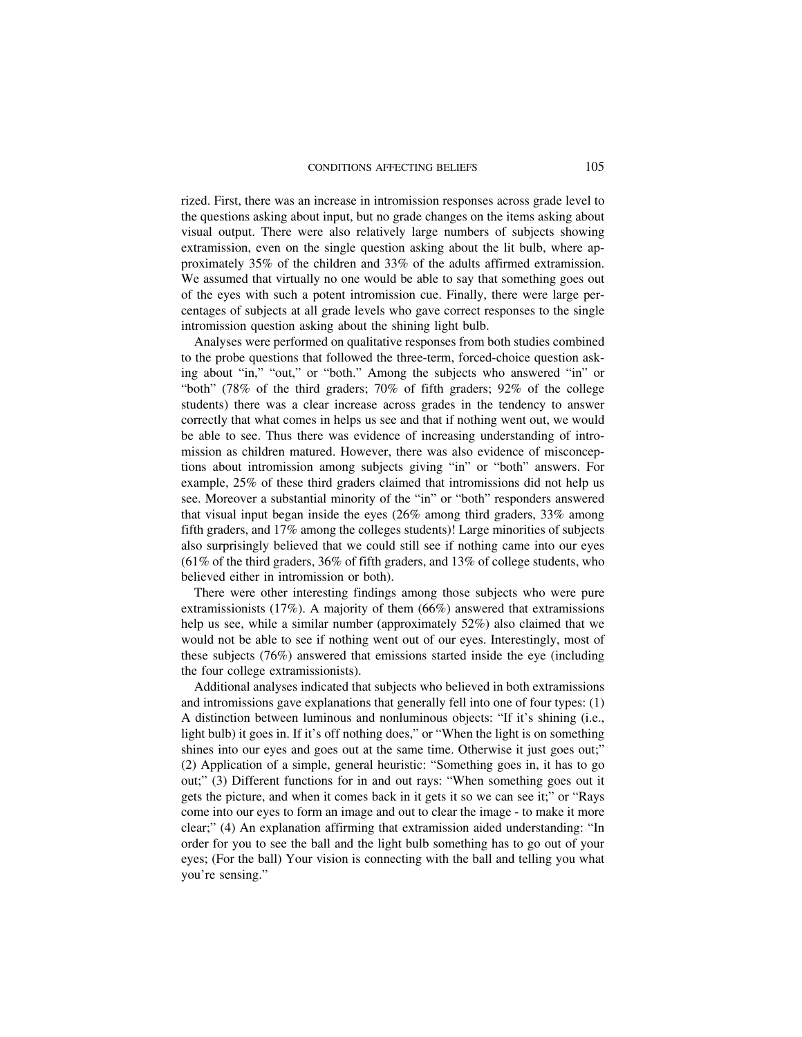rized. First, there was an increase in intromission responses across grade level to the questions asking about input, but no grade changes on the items asking about visual output. There were also relatively large numbers of subjects showing extramission, even on the single question asking about the lit bulb, where approximately 35% of the children and 33% of the adults affirmed extramission. We assumed that virtually no one would be able to say that something goes out of the eyes with such a potent intromission cue. Finally, there were large percentages of subjects at all grade levels who gave correct responses to the single intromission question asking about the shining light bulb.

Analyses were performed on qualitative responses from both studies combined to the probe questions that followed the three-term, forced-choice question asking about "in," "out," or "both." Among the subjects who answered "in" or "both" (78% of the third graders; 70% of fifth graders; 92% of the college students) there was a clear increase across grades in the tendency to answer correctly that what comes in helps us see and that if nothing went out, we would be able to see. Thus there was evidence of increasing understanding of intromission as children matured. However, there was also evidence of misconceptions about intromission among subjects giving "in" or "both" answers. For example, 25% of these third graders claimed that intromissions did not help us see. Moreover a substantial minority of the "in" or "both" responders answered that visual input began inside the eyes (26% among third graders, 33% among fifth graders, and 17% among the colleges students)! Large minorities of subjects also surprisingly believed that we could still see if nothing came into our eyes (61% of the third graders, 36% of fifth graders, and 13% of college students, who believed either in intromission or both).

There were other interesting findings among those subjects who were pure extramissionists (17%). A majority of them (66%) answered that extramissions help us see, while a similar number (approximately 52%) also claimed that we would not be able to see if nothing went out of our eyes. Interestingly, most of these subjects (76%) answered that emissions started inside the eye (including the four college extramissionists).

Additional analyses indicated that subjects who believed in both extramissions and intromissions gave explanations that generally fell into one of four types: (1) A distinction between luminous and nonluminous objects: "If it's shining (i.e., light bulb) it goes in. If it's off nothing does," or "When the light is on something shines into our eyes and goes out at the same time. Otherwise it just goes out;" (2) Application of a simple, general heuristic: "Something goes in, it has to go out;" (3) Different functions for in and out rays: "When something goes out it gets the picture, and when it comes back in it gets it so we can see it;" or "Rays come into our eyes to form an image and out to clear the image - to make it more clear;" (4) An explanation affirming that extramission aided understanding: "In order for you to see the ball and the light bulb something has to go out of your eyes; (For the ball) Your vision is connecting with the ball and telling you what you're sensing."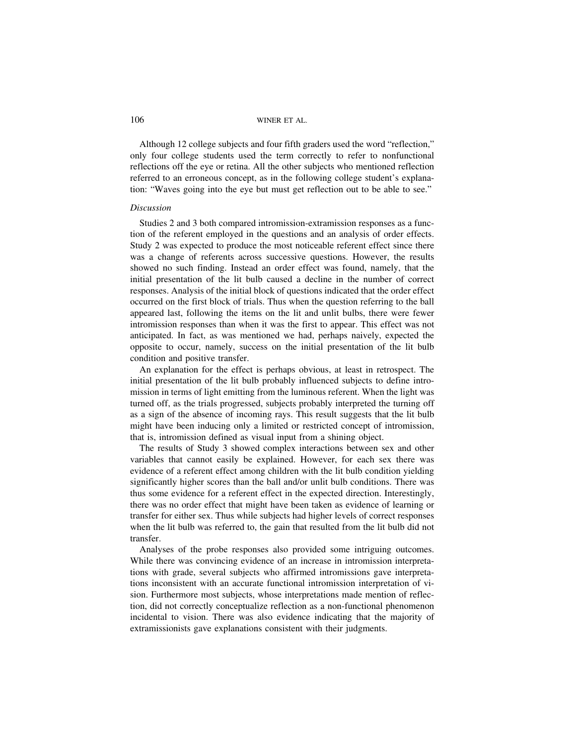Although 12 college subjects and four fifth graders used the word "reflection," only four college students used the term correctly to refer to nonfunctional reflections off the eye or retina. All the other subjects who mentioned reflection referred to an erroneous concept, as in the following college student's explanation: "Waves going into the eye but must get reflection out to be able to see."

*Discussion*

Studies 2 and 3 both compared intromission-extramission responses as a function of the referent employed in the questions and an analysis of order effects. Study 2 was expected to produce the most noticeable referent effect since there was a change of referents across successive questions. However, the results showed no such finding. Instead an order effect was found, namely, that the initial presentation of the lit bulb caused a decline in the number of correct responses. Analysis of the initial block of questions indicated that the order effect occurred on the first block of trials. Thus when the question referring to the ball appeared last, following the items on the lit and unlit bulbs, there were fewer intromission responses than when it was the first to appear. This effect was not anticipated. In fact, as was mentioned we had, perhaps naively, expected the opposite to occur, namely, success on the initial presentation of the lit bulb condition and positive transfer.

An explanation for the effect is perhaps obvious, at least in retrospect. The initial presentation of the lit bulb probably influenced subjects to define intromission in terms of light emitting from the luminous referent. When the light was turned off, as the trials progressed, subjects probably interpreted the turning off as a sign of the absence of incoming rays. This result suggests that the lit bulb might have been inducing only a limited or restricted concept of intromission, that is, intromission defined as visual input from a shining object.

The results of Study 3 showed complex interactions between sex and other variables that cannot easily be explained. However, for each sex there was evidence of a referent effect among children with the lit bulb condition yielding significantly higher scores than the ball and/or unlit bulb conditions. There was thus some evidence for a referent effect in the expected direction. Interestingly, there was no order effect that might have been taken as evidence of learning or transfer for either sex. Thus while subjects had higher levels of correct responses when the lit bulb was referred to, the gain that resulted from the lit bulb did not transfer.

Analyses of the probe responses also provided some intriguing outcomes. While there was convincing evidence of an increase in intromission interpretations with grade, several subjects who affirmed intromissions gave interpretations inconsistent with an accurate functional intromission interpretation of vision. Furthermore most subjects, whose interpretations made mention of reflection, did not correctly conceptualize reflection as a non-functional phenomenon incidental to vision. There was also evidence indicating that the majority of extramissionists gave explanations consistent with their judgments.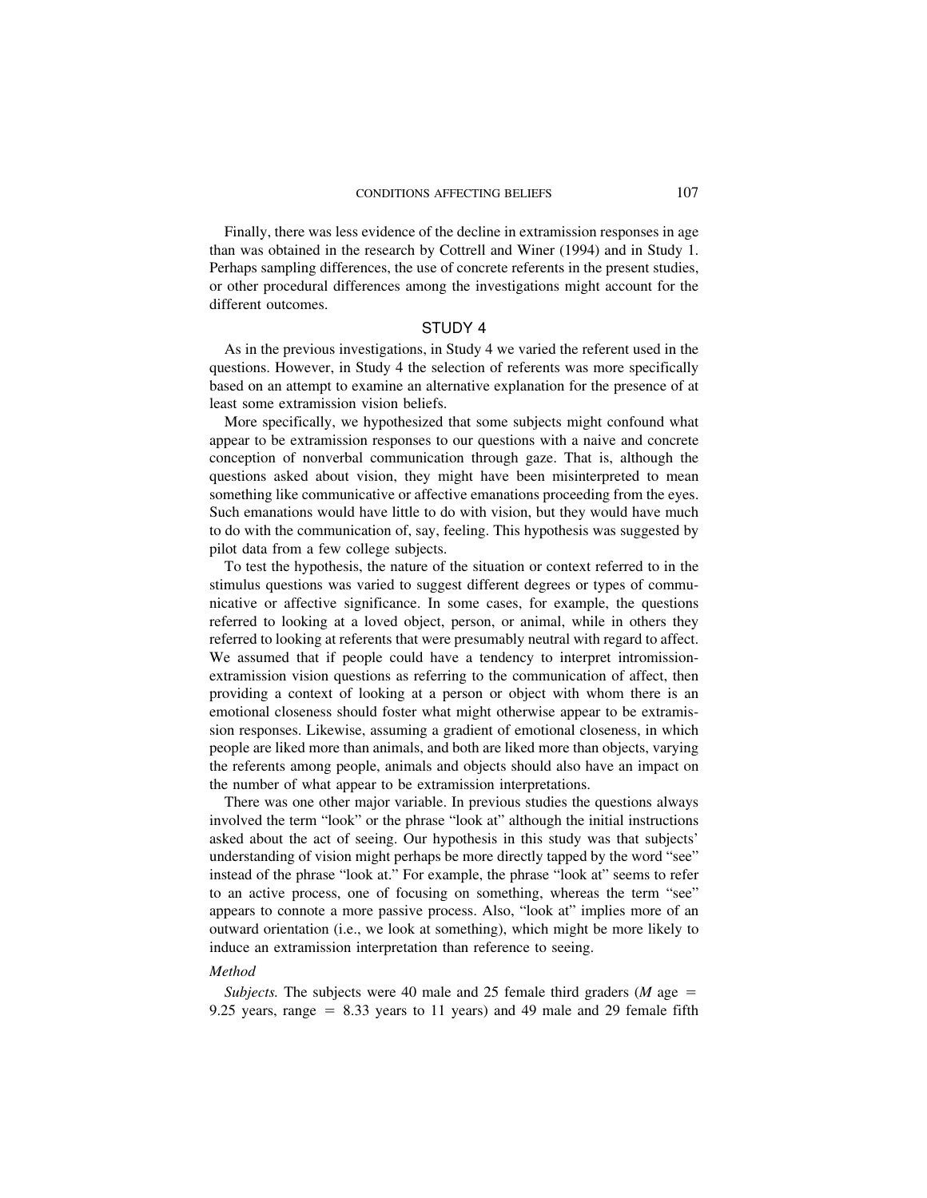Finally, there was less evidence of the decline in extramission responses in age than was obtained in the research by Cottrell and Winer (1994) and in Study 1. Perhaps sampling differences, the use of concrete referents in the present studies, or other procedural differences among the investigations might account for the different outcomes.

## STUDY 4

As in the previous investigations, in Study 4 we varied the referent used in the questions. However, in Study 4 the selection of referents was more specifically based on an attempt to examine an alternative explanation for the presence of at least some extramission vision beliefs.

More specifically, we hypothesized that some subjects might confound what appear to be extramission responses to our questions with a naive and concrete conception of nonverbal communication through gaze. That is, although the questions asked about vision, they might have been misinterpreted to mean something like communicative or affective emanations proceeding from the eyes. Such emanations would have little to do with vision, but they would have much to do with the communication of, say, feeling. This hypothesis was suggested by pilot data from a few college subjects.

To test the hypothesis, the nature of the situation or context referred to in the stimulus questions was varied to suggest different degrees or types of communicative or affective significance. In some cases, for example, the questions referred to looking at a loved object, person, or animal, while in others they referred to looking at referents that were presumably neutral with regard to affect. We assumed that if people could have a tendency to interpret intromission-extramission vision questions as referring to the communication of affect, then providing a context of looking at a person or object with whom there is an emotional closeness should foster what might otherwise appear to be extramission responses. Likewise, assuming a gradient of emotional closeness, in which people are liked more than animals, and both are liked more than objects, varying the referents among people, animals and objects should also have an impact on the number of what appear to be extramission interpretations.

There was one other major variable. In previous studies the questions always involved the term "look" or the phrase "look at" although the initial instructions asked about the act of seeing. Our hypothesis in this study was that subjects' understanding of vision might perhaps be more directly tapped by the word "see" instead of the phrase "look at." For example, the phrase "look at" seems to refer to an active process, one of focusing on something, whereas the term "see" appears to connote a more passive process. Also, "look at" implies more of an outward orientation (i.e., we look at something), which might be more likely to induce an extramission interpretation than reference to seeing.

### *Method*

*Subjects.* The subjects were 40 male and 25 female third graders ($M$ age $=$ 9.25 years, range $=$ 8.33 years to 11 years) and 49 male and 29 female fifth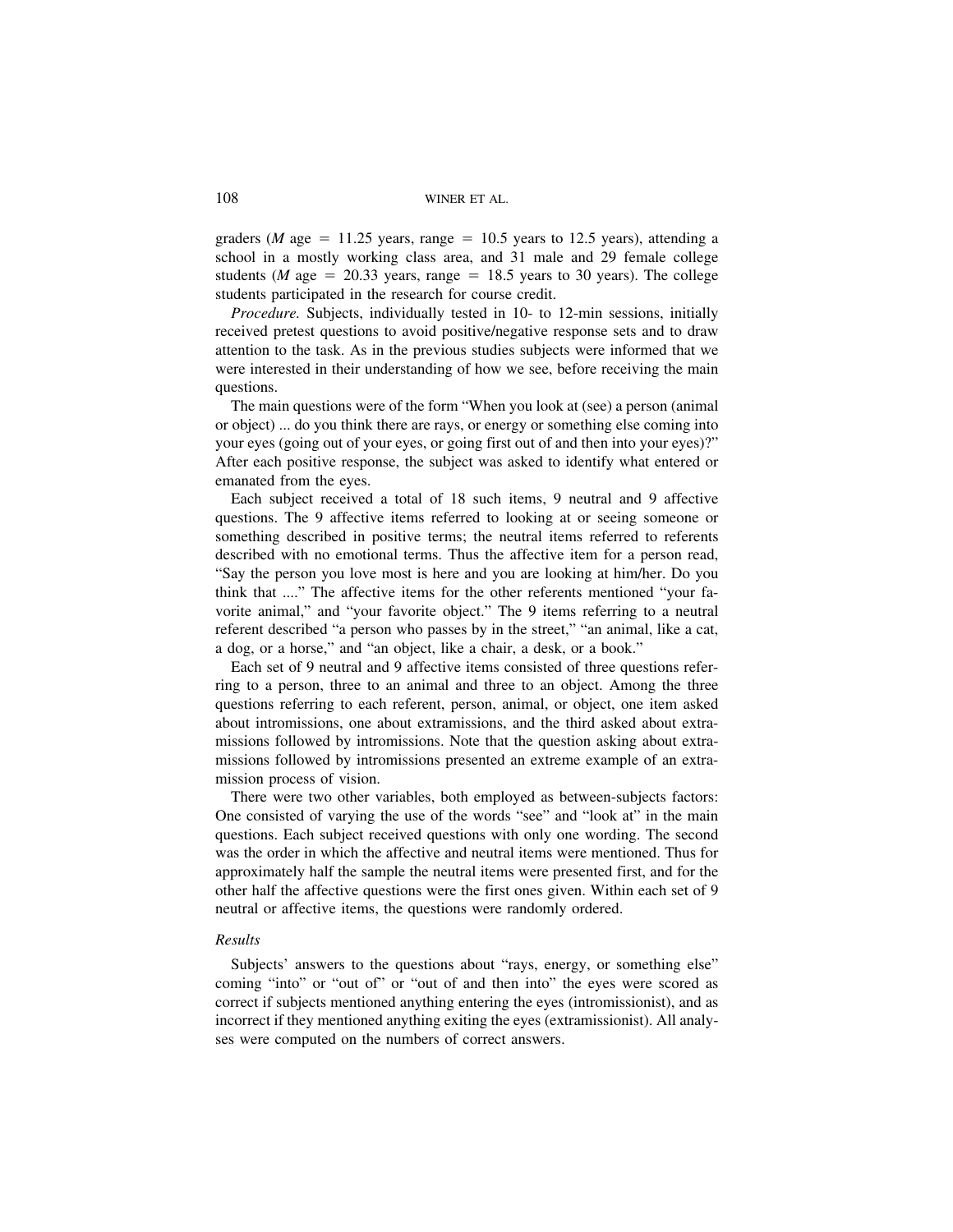graders ($M$ age = 11.25 years, range = 10.5 years to 12.5 years), attending a school in a mostly working class area, and 31 male and 29 female college students ($M$ age = 20.33 years, range = 18.5 years to 30 years). The college students participated in the research for course credit.

*Procedure.* Subjects, individually tested in 10- to 12-min sessions, initially received pretest questions to avoid positive/negative response sets and to draw attention to the task. As in the previous studies subjects were informed that we were interested in their understanding of how we see, before receiving the main questions.

The main questions were of the form "When you look at (see) a person (animal or object) ... do you think there are rays, or energy or something else coming into your eyes (going out of your eyes, or going first out of and then into your eyes)?" After each positive response, the subject was asked to identify what entered or emanated from the eyes.

Each subject received a total of 18 such items, 9 neutral and 9 affective questions. The 9 affective items referred to looking at or seeing someone or something described in positive terms; the neutral items referred to referents described with no emotional terms. Thus the affective item for a person read, "Say the person you love most is here and you are looking at him/her. Do you think that ...." The affective items for the other referents mentioned "your favorite animal," and "your favorite object." The 9 items referring to a neutral referent described "a person who passes by in the street," "an animal, like a cat, a dog, or a horse," and "an object, like a chair, a desk, or a book."

Each set of 9 neutral and 9 affective items consisted of three questions referring to a person, three to an animal and three to an object. Among the three questions referring to each referent, person, animal, or object, one item asked about intromissions, one about extramissions, and the third asked about extramissions followed by intromissions. Note that the question asking about extramissions followed by intromissions presented an extreme example of an extramission process of vision.

There were two other variables, both employed as between-subjects factors: One consisted of varying the use of the words "see" and "look at" in the main questions. Each subject received questions with only one wording. The second was the order in which the affective and neutral items were mentioned. Thus for approximately half the sample the neutral items were presented first, and for the other half the affective questions were the first ones given. Within each set of 9 neutral or affective items, the questions were randomly ordered.

### *Results*

Subjects' answers to the questions about "rays, energy, or something else" coming "into" or "out of" or "out of and then into" the eyes were scored as correct if subjects mentioned anything entering the eyes (intromissionist), and as incorrect if they mentioned anything exiting the eyes (extramissionist). All analyses were computed on the numbers of correct answers.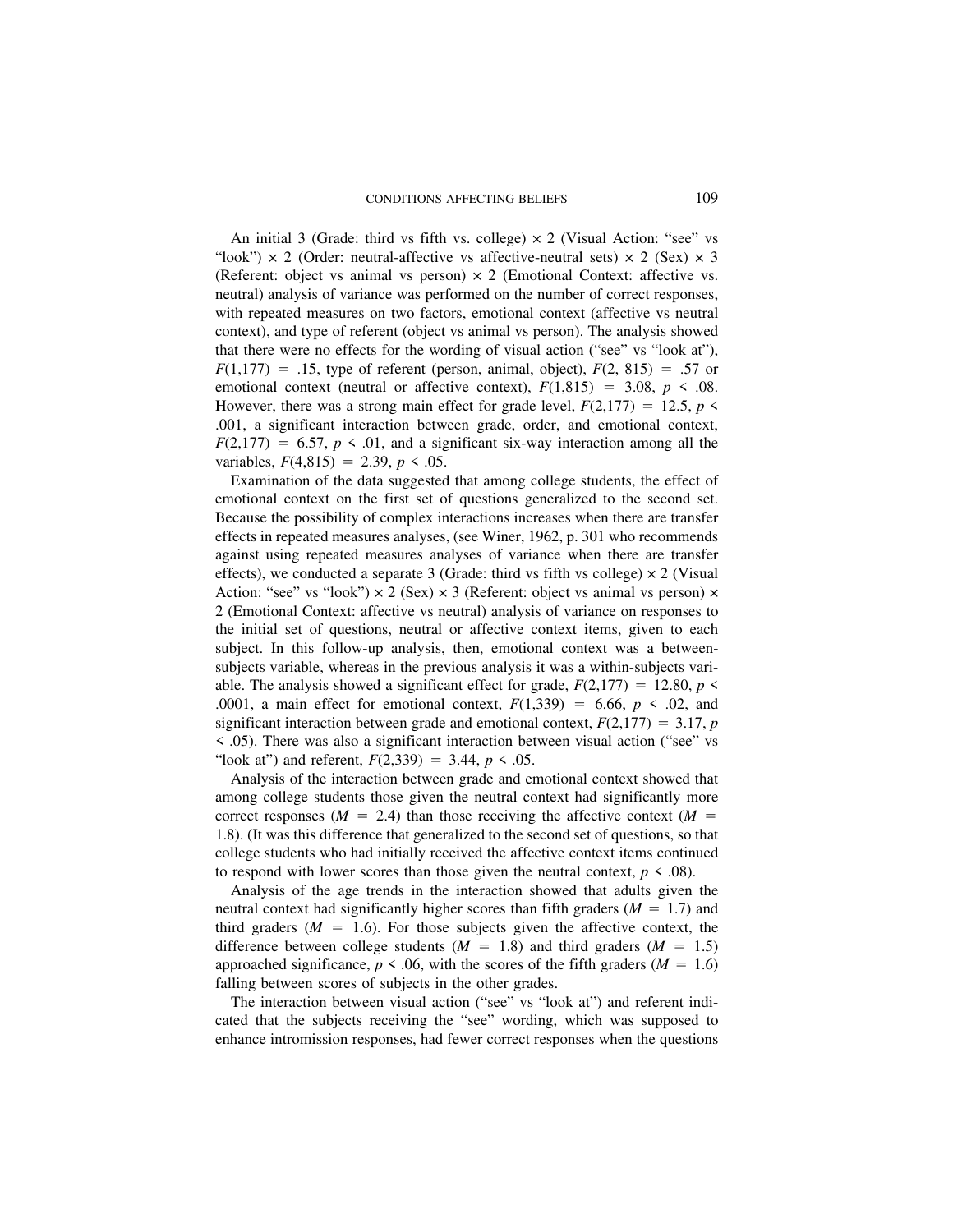An initial 3 (Grade: third vs fifth vs. college) × 2 (Visual Action: "see" vs "look") × 2 (Order: neutral-affective vs affective-neutral sets) × 2 (Sex) × 3 (Referent: object vs animal vs person) × 2 (Emotional Context: affective vs. neutral) analysis of variance was performed on the number of correct responses, with repeated measures on two factors, emotional context (affective vs neutral context), and type of referent (object vs animal vs person). The analysis showed that there were no effects for the wording of visual action ("see" vs "look at"), $F(1,177) = .15$, type of referent (person, animal, object), $F(2, 815) = .57$ or emotional context (neutral or affective context), $F(1,815) = 3.08$, $p < .08$. However, there was a strong main effect for grade level, $F(2,177) = 12.5$, $p < .001$, a significant interaction between grade, order, and emotional context, $F(2,177) = 6.57$, $p < .01$, and a significant six-way interaction among all the variables, $F(4,815) = 2.39$, $p < .05$.

Examination of the data suggested that among college students, the effect of emotional context on the first set of questions generalized to the second set. Because the possibility of complex interactions increases when there are transfer effects in repeated measures analyses, (see Winer, 1962, p. 301 who recommends against using repeated measures analyses of variance when there are transfer effects), we conducted a separate 3 (Grade: third vs fifth vs college) × 2 (Visual Action: "see" vs "look") × 2 (Sex) × 3 (Referent: object vs animal vs person) × 2 (Emotional Context: affective vs neutral) analysis of variance on responses to the initial set of questions, neutral or affective context items, given to each subject. In this follow-up analysis, then, emotional context was a between-subjects variable, whereas in the previous analysis it was a within-subjects variable. The analysis showed a significant effect for grade, $F(2,177) = 12.80$, $p < .0001$, a main effect for emotional context, $F(1,339) = 6.66$, $p < .02$, and significant interaction between grade and emotional context, $F(2,177) = 3.17$, $p < .05$). There was also a significant interaction between visual action ("see" vs "look at") and referent, $F(2,339) = 3.44$, $p < .05$.

Analysis of the interaction between grade and emotional context showed that among college students those given the neutral context had significantly more correct responses ($M = 2.4$) than those receiving the affective context ($M = 1.8$). (It was this difference that generalized to the second set of questions, so that college students who had initially received the affective context items continued to respond with lower scores than those given the neutral context, $p < .08$).

Analysis of the age trends in the interaction showed that adults given the neutral context had significantly higher scores than fifth graders ($M = 1.7$) and third graders ($M = 1.6$). For those subjects given the affective context, the difference between college students ($M = 1.8$) and third graders ($M = 1.5$) approached significance, $p < .06$, with the scores of the fifth graders ($M = 1.6$) falling between scores of subjects in the other grades.

The interaction between visual action ("see" vs "look at") and referent indicated that the subjects receiving the "see" wording, which was supposed to enhance intromission responses, had fewer correct responses when the questions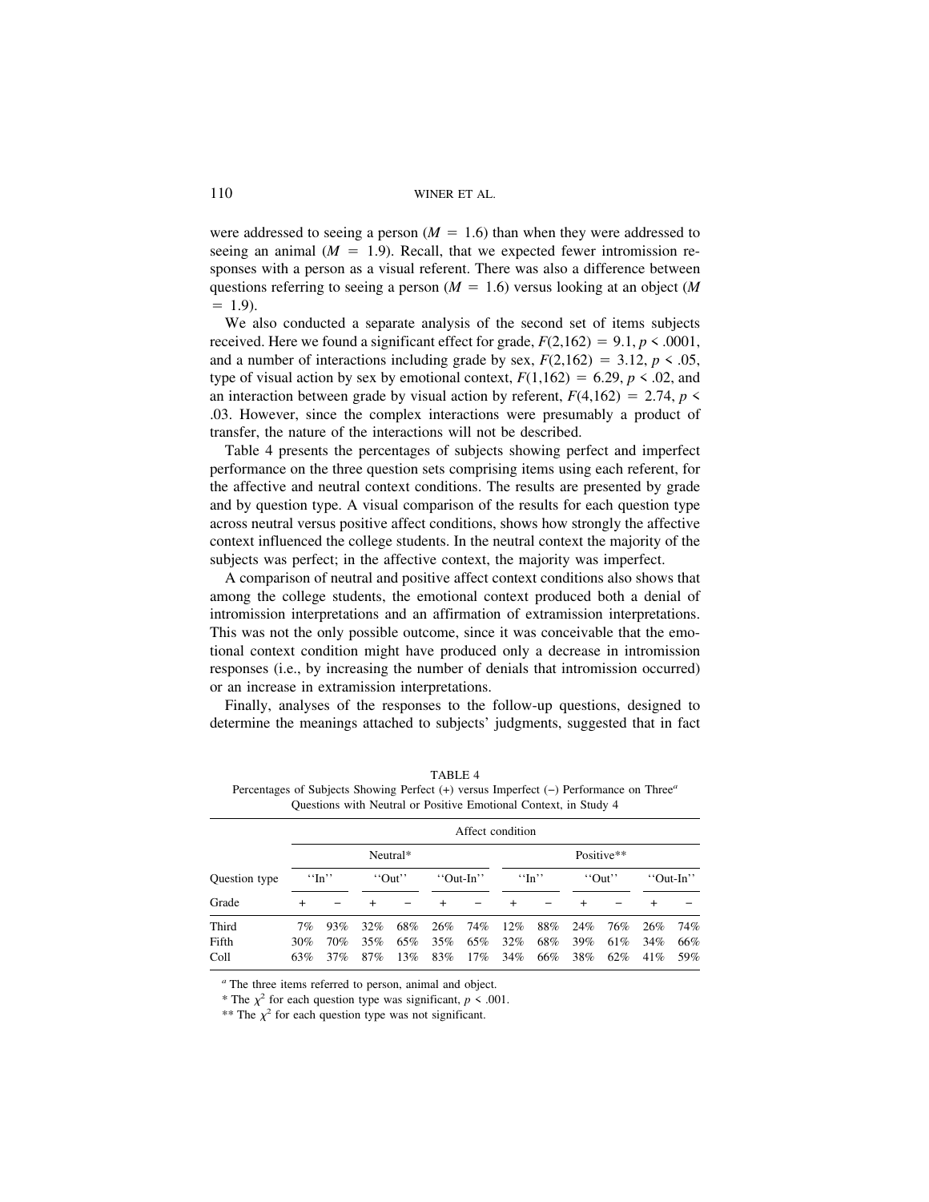were addressed to seeing a person ($M = 1.6$) than when they were addressed to seeing an animal ($M = 1.9$). Recall, that we expected fewer intromission responses with a person as a visual referent. There was also a difference between questions referring to seeing a person ($M = 1.6$) versus looking at an object ($M = 1.9$).

We also conducted a separate analysis of the second set of items subjects received. Here we found a significant effect for grade, $F(2,162) = 9.1$, $p < .0001$, and a number of interactions including grade by sex, $F(2,162) = 3.12$, $p < .05$, type of visual action by sex by emotional context, $F(1,162) = 6.29$, $p < .02$, and an interaction between grade by visual action by referent, $F(4,162) = 2.74$, $p < .03$. However, since the complex interactions were presumably a product of transfer, the nature of the interactions will not be described.

Table 4 presents the percentages of subjects showing perfect and imperfect performance on the three question sets comprising items using each referent, for the affective and neutral context conditions. The results are presented by grade and by question type. A visual comparison of the results for each question type across neutral versus positive affect conditions, shows how strongly the affective context influenced the college students. In the neutral context the majority of the subjects was perfect; in the affective context, the majority was imperfect.

A comparison of neutral and positive affect context conditions also shows that among the college students, the emotional context produced both a denial of intromission interpretations and an affirmation of extramission interpretations. This was not the only possible outcome, since it was conceivable that the emotional context condition might have produced only a decrease in intromission responses (i.e., by increasing the number of denials that intromission occurred) or an increase in extramission interpretations.

Finally, analyses of the responses to the follow-up questions, designed to determine the meanings attached to subjects' judgments, suggested that in fact

TABLE 4
Percentages of Subjects Showing Perfect (+) versus Imperfect (−) Performance on Three[a] Questions with Neutral or Positive Emotional Context, in Study 4

| | Affect condition | | | | | | | | | | | |
|---|---|---|---|---|---|---|---|---|---|---|---|---|
| | Neutral* | | | | | | Positive** | | | | | |
| Question type | "In" | | "Out" | | "Out-In" | | "In" | | "Out" | | "Out-In" | |
| Grade | + | − | + | − | + | − | + | − | + | − | + | − |
| Third | 7% | 93% | 32% | 68% | 26% | 74% | 12% | 88% | 24% | 76% | 26% | 74% |
| Fifth | 30% | 70% | 35% | 65% | 35% | 65% | 32% | 68% | 39% | 61% | 34% | 66% |
| Coll | 63% | 37% | 87% | 13% | 83% | 17% | 34% | 66% | 38% | 62% | 41% | 59% |

[a] The three items referred to person, animal and object.

* The $\chi^2$ for each question type was significant, $p < .001$.

** The $\chi^2$ for each question type was not significant.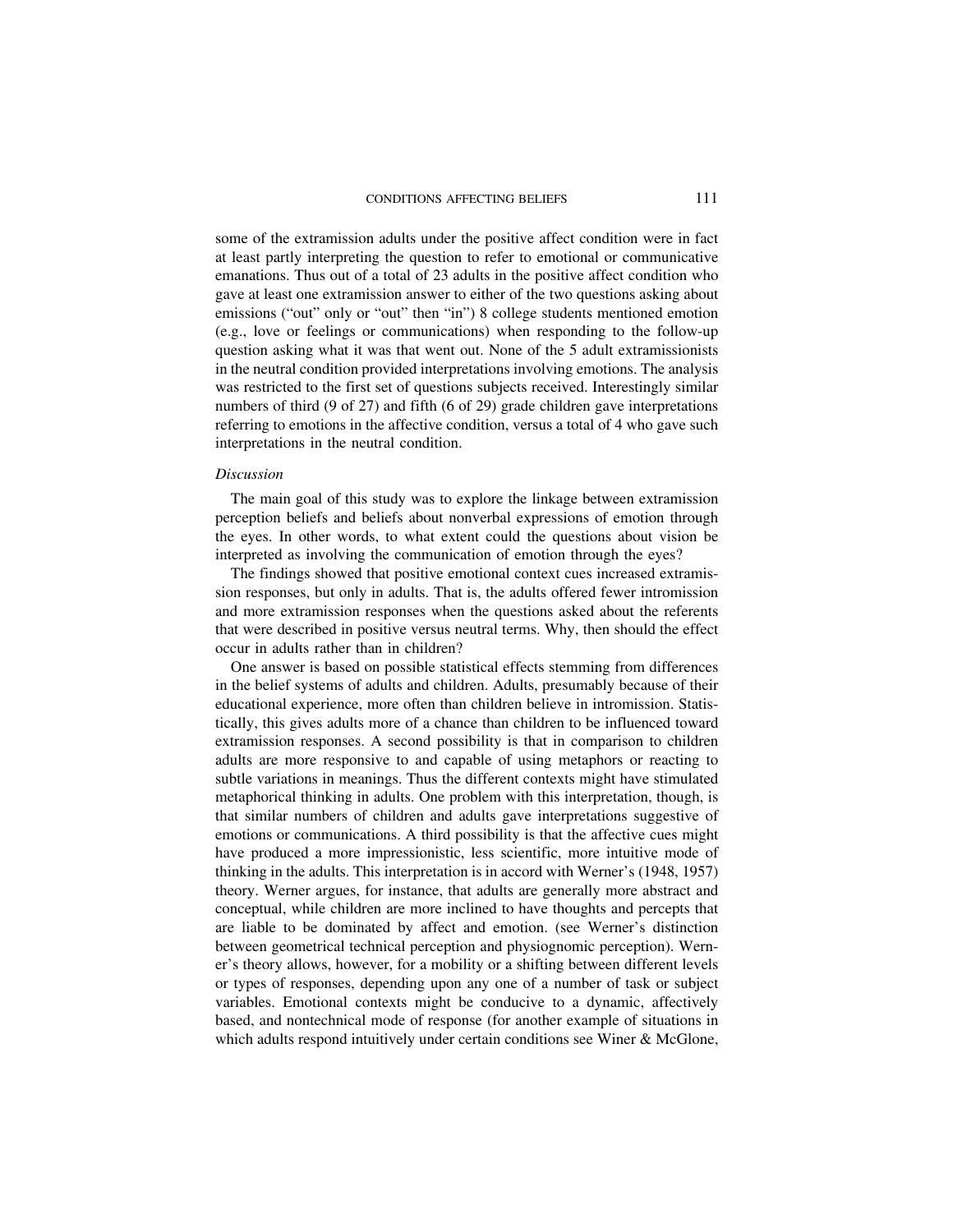some of the extramission adults under the positive affect condition were in fact at least partly interpreting the question to refer to emotional or communicative emanations. Thus out of a total of 23 adults in the positive affect condition who gave at least one extramission answer to either of the two questions asking about emissions ("out" only or "out" then "in") 8 college students mentioned emotion (e.g., love or feelings or communications) when responding to the follow-up question asking what it was that went out. None of the 5 adult extramissionists in the neutral condition provided interpretations involving emotions. The analysis was restricted to the first set of questions subjects received. Interestingly similar numbers of third (9 of 27) and fifth (6 of 29) grade children gave interpretations referring to emotions in the affective condition, versus a total of 4 who gave such interpretations in the neutral condition.

### *Discussion*

The main goal of this study was to explore the linkage between extramission perception beliefs and beliefs about nonverbal expressions of emotion through the eyes. In other words, to what extent could the questions about vision be interpreted as involving the communication of emotion through the eyes?

The findings showed that positive emotional context cues increased extramission responses, but only in adults. That is, the adults offered fewer intromission and more extramission responses when the questions asked about the referents that were described in positive versus neutral terms. Why, then should the effect occur in adults rather than in children?

One answer is based on possible statistical effects stemming from differences in the belief systems of adults and children. Adults, presumably because of their educational experience, more often than children believe in intromission. Statistically, this gives adults more of a chance than children to be influenced toward extramission responses. A second possibility is that in comparison to children adults are more responsive to and capable of using metaphors or reacting to subtle variations in meanings. Thus the different contexts might have stimulated metaphorical thinking in adults. One problem with this interpretation, though, is that similar numbers of children and adults gave interpretations suggestive of emotions or communications. A third possibility is that the affective cues might have produced a more impressionistic, less scientific, more intuitive mode of thinking in the adults. This interpretation is in accord with Werner's (1948, 1957) theory. Werner argues, for instance, that adults are generally more abstract and conceptual, while children are more inclined to have thoughts and percepts that are liable to be dominated by affect and emotion. (see Werner's distinction between geometrical technical perception and physiognomic perception). Werner's theory allows, however, for a mobility or a shifting between different levels or types of responses, depending upon any one of a number of task or subject variables. Emotional contexts might be conducive to a dynamic, affectively based, and nontechnical mode of response (for another example of situations in which adults respond intuitively under certain conditions see Winer & McGlone,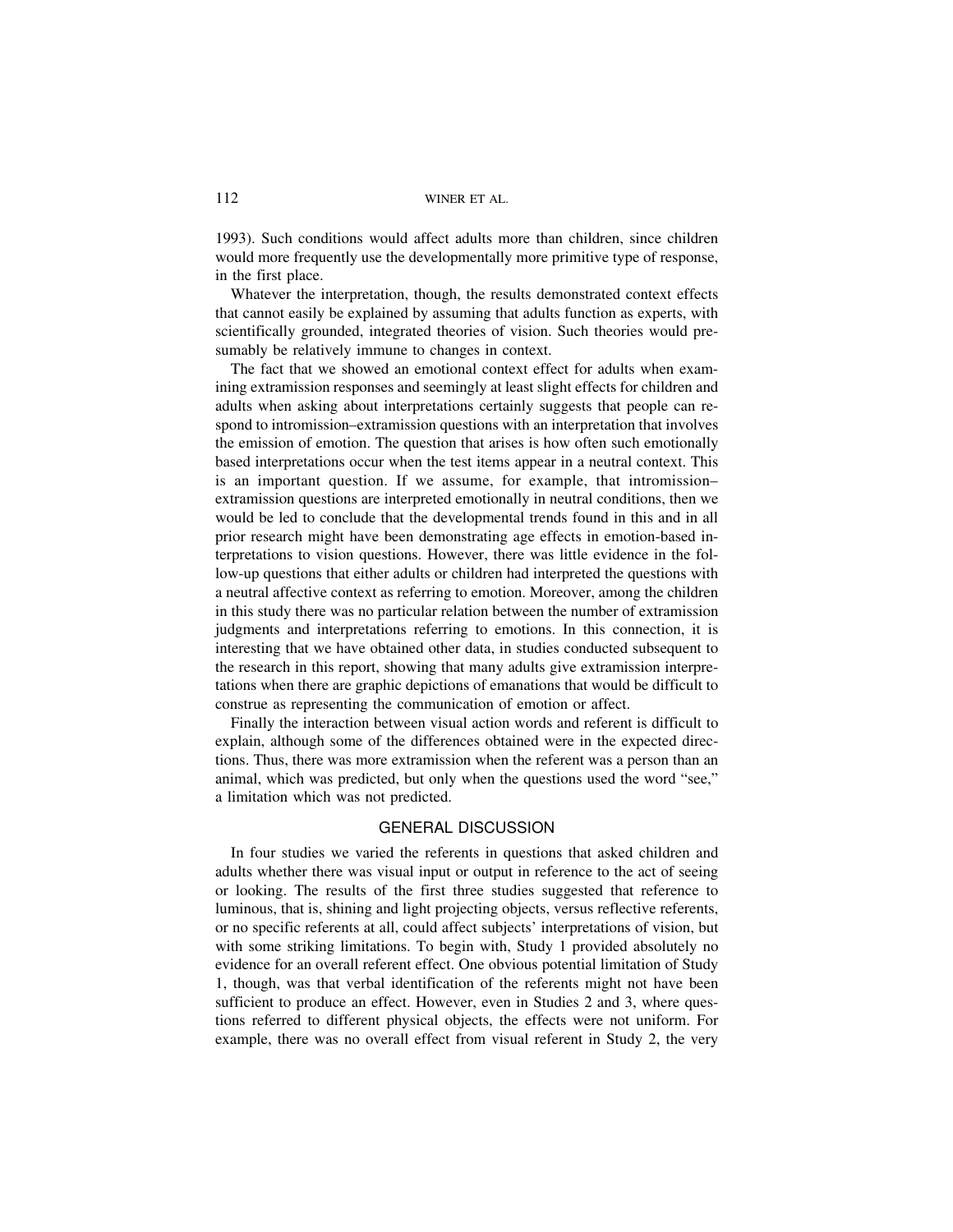1993). Such conditions would affect adults more than children, since children would more frequently use the developmentally more primitive type of response, in the first place.

Whatever the interpretation, though, the results demonstrated context effects that cannot easily be explained by assuming that adults function as experts, with scientifically grounded, integrated theories of vision. Such theories would presumably be relatively immune to changes in context.

The fact that we showed an emotional context effect for adults when examining extramission responses and seemingly at least slight effects for children and adults when asking about interpretations certainly suggests that people can respond to intromission–extramission questions with an interpretation that involves the emission of emotion. The question that arises is how often such emotionally based interpretations occur when the test items appear in a neutral context. This is an important question. If we assume, for example, that intromission–extramission questions are interpreted emotionally in neutral conditions, then we would be led to conclude that the developmental trends found in this and in all prior research might have been demonstrating age effects in emotion-based interpretations to vision questions. However, there was little evidence in the follow-up questions that either adults or children had interpreted the questions with a neutral affective context as referring to emotion. Moreover, among the children in this study there was no particular relation between the number of extramission judgments and interpretations referring to emotions. In this connection, it is interesting that we have obtained other data, in studies conducted subsequent to the research in this report, showing that many adults give extramission interpretations when there are graphic depictions of emanations that would be difficult to construe as representing the communication of emotion or affect.

Finally the interaction between visual action words and referent is difficult to explain, although some of the differences obtained were in the expected directions. Thus, there was more extramission when the referent was a person than an animal, which was predicted, but only when the questions used the word "see," a limitation which was not predicted.

## GENERAL DISCUSSION

In four studies we varied the referents in questions that asked children and adults whether there was visual input or output in reference to the act of seeing or looking. The results of the first three studies suggested that reference to luminous, that is, shining and light projecting objects, versus reflective referents, or no specific referents at all, could affect subjects' interpretations of vision, but with some striking limitations. To begin with, Study 1 provided absolutely no evidence for an overall referent effect. One obvious potential limitation of Study 1, though, was that verbal identification of the referents might not have been sufficient to produce an effect. However, even in Studies 2 and 3, where questions referred to different physical objects, the effects were not uniform. For example, there was no overall effect from visual referent in Study 2, the very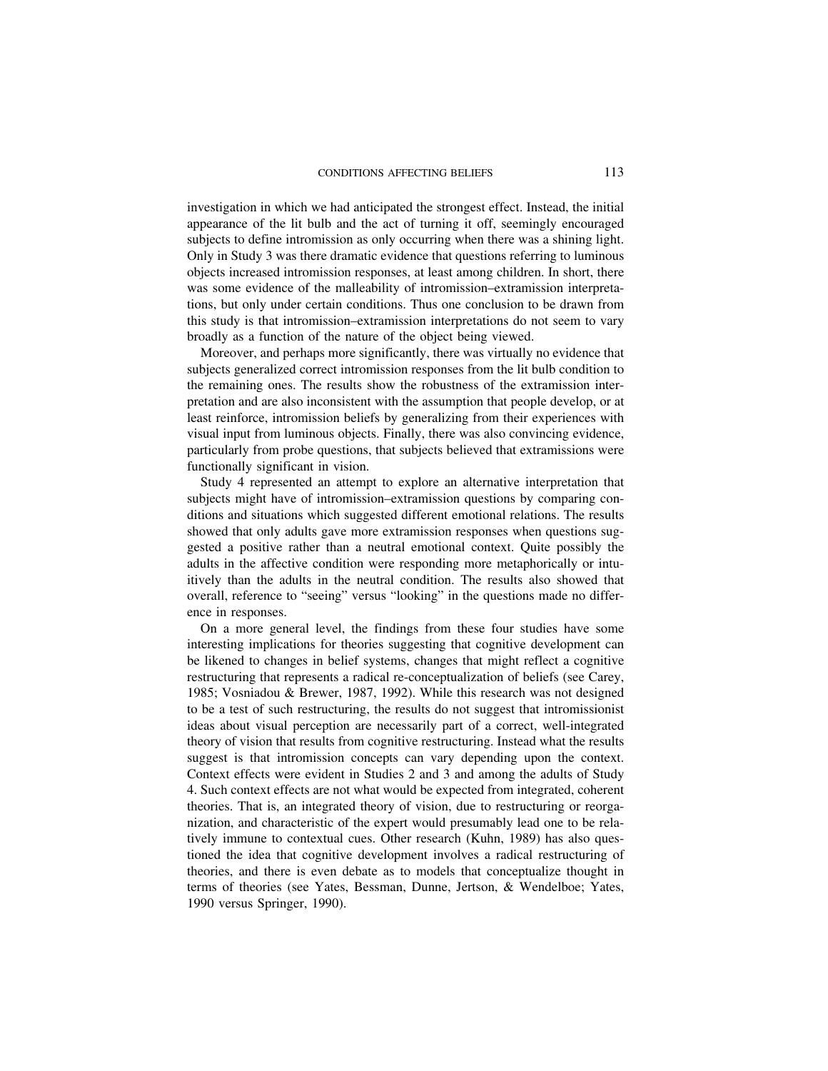investigation in which we had anticipated the strongest effect. Instead, the initial appearance of the lit bulb and the act of turning it off, seemingly encouraged subjects to define intromission as only occurring when there was a shining light. Only in Study 3 was there dramatic evidence that questions referring to luminous objects increased intromission responses, at least among children. In short, there was some evidence of the malleability of intromission–extramission interpretations, but only under certain conditions. Thus one conclusion to be drawn from this study is that intromission–extramission interpretations do not seem to vary broadly as a function of the nature of the object being viewed.

Moreover, and perhaps more significantly, there was virtually no evidence that subjects generalized correct intromission responses from the lit bulb condition to the remaining ones. The results show the robustness of the extramission interpretation and are also inconsistent with the assumption that people develop, or at least reinforce, intromission beliefs by generalizing from their experiences with visual input from luminous objects. Finally, there was also convincing evidence, particularly from probe questions, that subjects believed that extramissions were functionally significant in vision.

Study 4 represented an attempt to explore an alternative interpretation that subjects might have of intromission–extramission questions by comparing conditions and situations which suggested different emotional relations. The results showed that only adults gave more extramission responses when questions suggested a positive rather than a neutral emotional context. Quite possibly the adults in the affective condition were responding more metaphorically or intuitively than the adults in the neutral condition. The results also showed that overall, reference to "seeing" versus "looking" in the questions made no difference in responses.

On a more general level, the findings from these four studies have some interesting implications for theories suggesting that cognitive development can be likened to changes in belief systems, changes that might reflect a cognitive restructuring that represents a radical re-conceptualization of beliefs (see Carey, 1985; Vosniadou & Brewer, 1987, 1992). While this research was not designed to be a test of such restructuring, the results do not suggest that intromissionist ideas about visual perception are necessarily part of a correct, well-integrated theory of vision that results from cognitive restructuring. Instead what the results suggest is that intromission concepts can vary depending upon the context. Context effects were evident in Studies 2 and 3 and among the adults of Study 4. Such context effects are not what would be expected from integrated, coherent theories. That is, an integrated theory of vision, due to restructuring or reorganization, and characteristic of the expert would presumably lead one to be relatively immune to contextual cues. Other research (Kuhn, 1989) has also questioned the idea that cognitive development involves a radical restructuring of theories, and there is even debate as to models that conceptualize thought in terms of theories (see Yates, Bessman, Dunne, Jertson, & Wendelboe; Yates, 1990 versus Springer, 1990).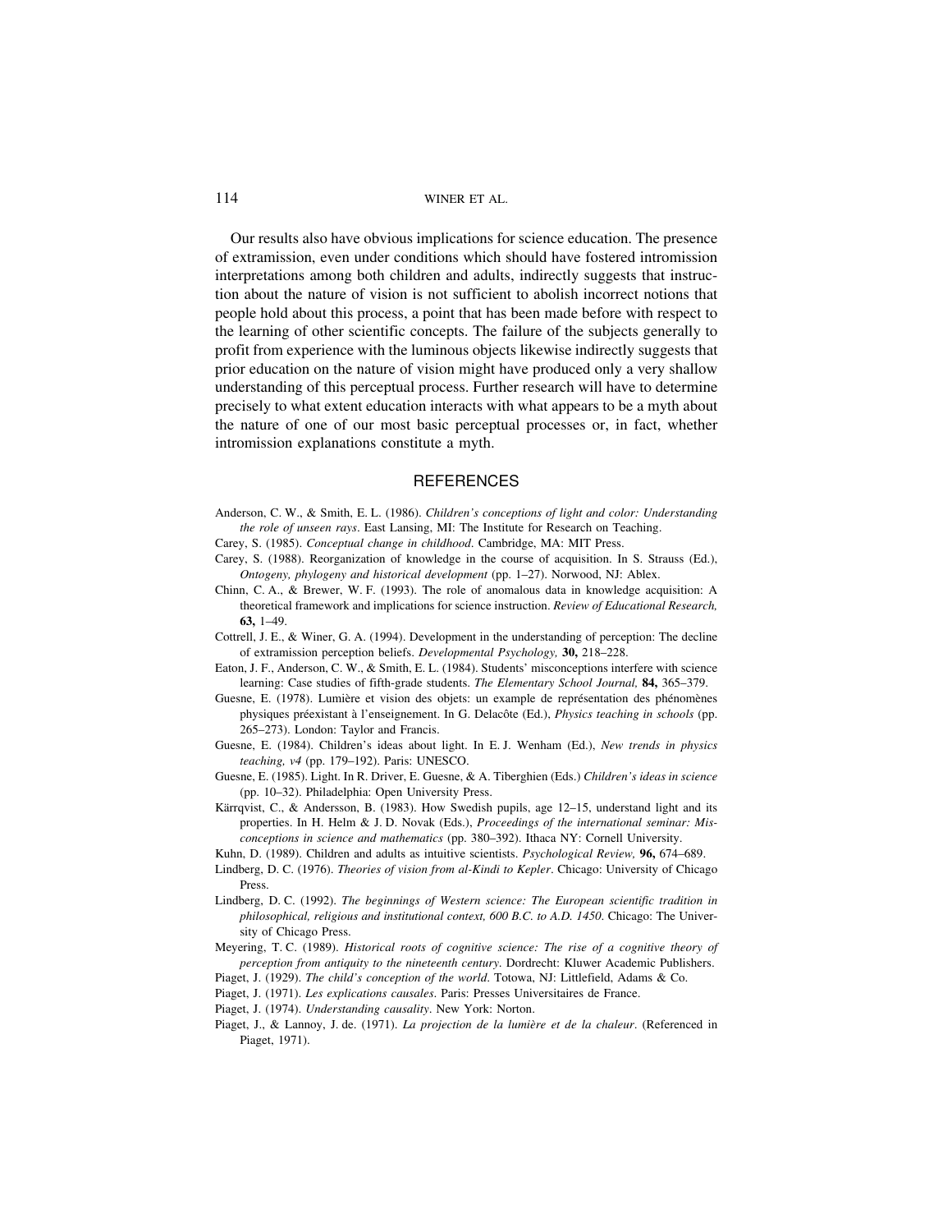Our results also have obvious implications for science education. The presence of extramission, even under conditions which should have fostered intromission interpretations among both children and adults, indirectly suggests that instruction about the nature of vision is not sufficient to abolish incorrect notions that people hold about this process, a point that has been made before with respect to the learning of other scientific concepts. The failure of the subjects generally to profit from experience with the luminous objects likewise indirectly suggests that prior education on the nature of vision might have produced only a very shallow understanding of this perceptual process. Further research will have to determine precisely to what extent education interacts with what appears to be a myth about the nature of one of our most basic perceptual processes or, in fact, whether intromission explanations constitute a myth.

## REFERENCES

Anderson, C. W., & Smith, E. L. (1986). *Children's conceptions of light and color: Understanding the role of unseen rays*. East Lansing, MI: The Institute for Research on Teaching.

Carey, S. (1985). *Conceptual change in childhood*. Cambridge, MA: MIT Press.

Carey, S. (1988). Reorganization of knowledge in the course of acquisition. In S. Strauss (Ed.), *Ontogeny, phylogeny and historical development* (pp. 1–27). Norwood, NJ: Ablex.

Chinn, C. A., & Brewer, W. F. (1993). The role of anomalous data in knowledge acquisition: A theoretical framework and implications for science instruction. *Review of Educational Research,* **63,** 1–49.

Cottrell, J. E., & Winer, G. A. (1994). Development in the understanding of perception: The decline of extramission perception beliefs. *Developmental Psychology,* **30,** 218–228.

Eaton, J. F., Anderson, C. W., & Smith, E. L. (1984). Students' misconceptions interfere with science learning: Case studies of fifth-grade students. *The Elementary School Journal,* **84,** 365–379.

Guesne, E. (1978). Lumière et vision des objets: un example de représentation des phénomènes physiques préexistant à l'enseignement. In G. Delacôte (Ed.), *Physics teaching in schools* (pp. 265–273). London: Taylor and Francis.

Guesne, E. (1984). Children's ideas about light. In E. J. Wenham (Ed.), *New trends in physics teaching, v4* (pp. 179–192). Paris: UNESCO.

Guesne, E. (1985). Light. In R. Driver, E. Guesne, & A. Tiberghien (Eds.) *Children's ideas in science* (pp. 10–32). Philadelphia: Open University Press.

Kärrqvist, C., & Andersson, B. (1983). How Swedish pupils, age 12–15, understand light and its properties. In H. Helm & J. D. Novak (Eds.), *Proceedings of the international seminar: Misconceptions in science and mathematics* (pp. 380–392). Ithaca NY: Cornell University.

Kuhn, D. (1989). Children and adults as intuitive scientists. *Psychological Review,* **96,** 674–689.

Lindberg, D. C. (1976). *Theories of vision from al-Kindi to Kepler*. Chicago: University of Chicago Press.

Lindberg, D. C. (1992). *The beginnings of Western science: The European scientific tradition in philosophical, religious and institutional context, 600 B.C. to A.D. 1450*. Chicago: The University of Chicago Press.

Meyering, T. C. (1989). *Historical roots of cognitive science: The rise of a cognitive theory of perception from antiquity to the nineteenth century*. Dordrecht: Kluwer Academic Publishers.

Piaget, J. (1929). *The child's conception of the world*. Totowa, NJ: Littlefield, Adams & Co.

Piaget, J. (1971). *Les explications causales*. Paris: Presses Universitaires de France.

Piaget, J. (1974). *Understanding causality*. New York: Norton.

Piaget, J., & Lannoy, J. de. (1971). *La projection de la lumière et de la chaleur*. (Referenced in Piaget, 1971).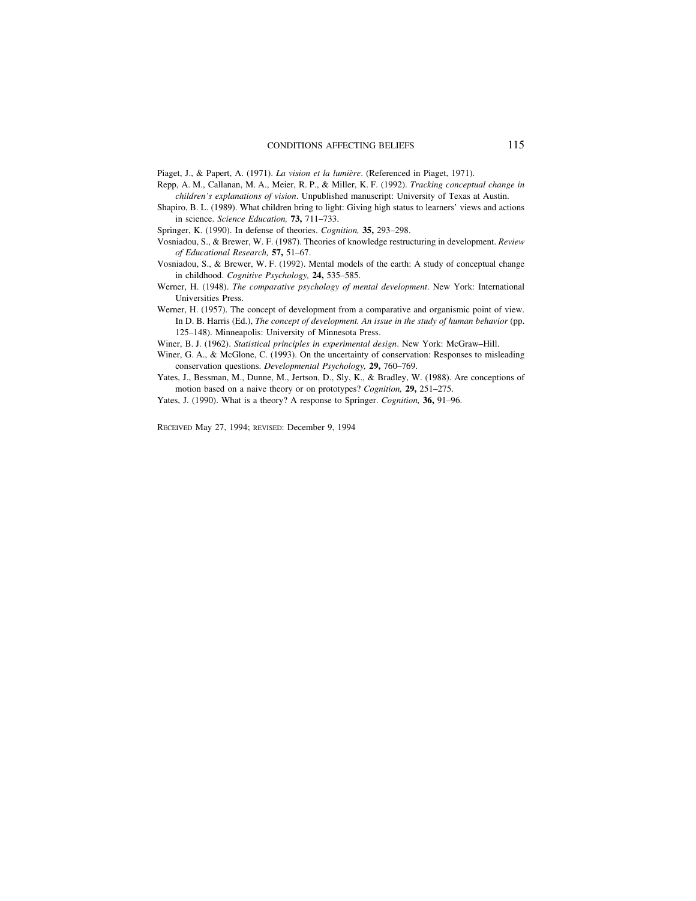Piaget, J., & Papert, A. (1971). *La vision et la lumière*. (Referenced in Piaget, 1971).

Repp, A. M., Callanan, M. A., Meier, R. P., & Miller, K. F. (1992). *Tracking conceptual change in children's explanations of vision*. Unpublished manuscript: University of Texas at Austin.

Shapiro, B. L. (1989). What children bring to light: Giving high status to learners' views and actions in science. *Science Education,* **73,** 711–733.

Springer, K. (1990). In defense of theories. *Cognition,* **35,** 293–298.

Vosniadou, S., & Brewer, W. F. (1987). Theories of knowledge restructuring in development. *Review of Educational Research,* **57,** 51–67.

Vosniadou, S., & Brewer, W. F. (1992). Mental models of the earth: A study of conceptual change in childhood. *Cognitive Psychology,* **24,** 535–585.

Werner, H. (1948). *The comparative psychology of mental development*. New York: International Universities Press.

Werner, H. (1957). The concept of development from a comparative and organismic point of view. In D. B. Harris (Ed.), *The concept of development. An issue in the study of human behavior* (pp. 125–148). Minneapolis: University of Minnesota Press.

Winer, B. J. (1962). *Statistical principles in experimental design*. New York: McGraw–Hill.

Winer, G. A., & McGlone, C. (1993). On the uncertainty of conservation: Responses to misleading conservation questions. *Developmental Psychology,* **29,** 760–769.

Yates, J., Bessman, M., Dunne, M., Jertson, D., Sly, K., & Bradley, W. (1988). Are conceptions of motion based on a naive theory or on prototypes? *Cognition,* **29,** 251–275.

Yates, J. (1990). What is a theory? A response to Springer. *Cognition,* **36,** 91–96.

RECEIVED May 27, 1994; REVISED: December 9, 1994